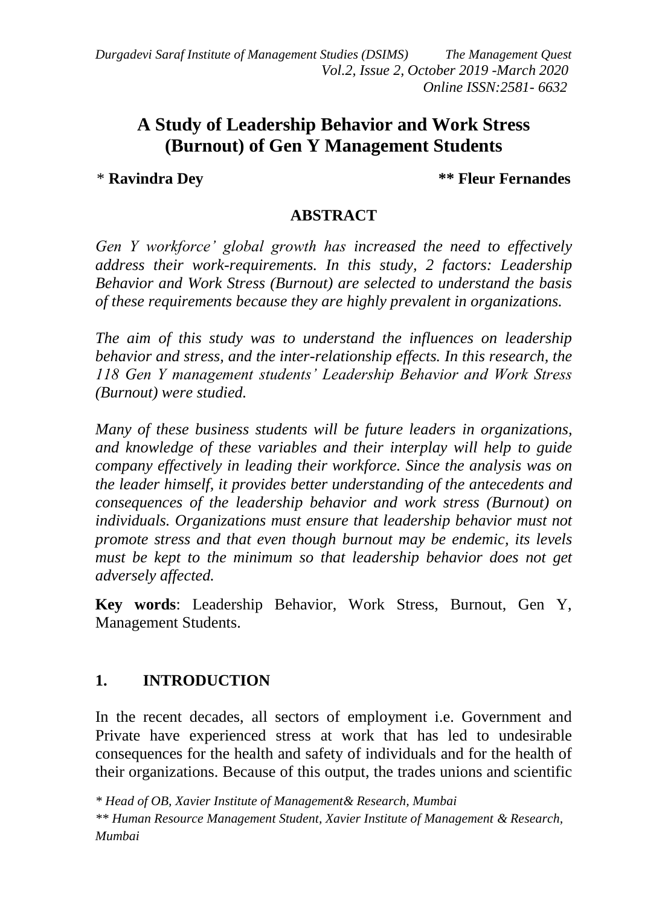# A Study of Leadership Behavior and Work Stress (Burnout) of Gen Y Management Students

\* **Ravindra Dey** &nbsp;&nbsp;&nbsp;&nbsp; **\*\* Fleur Fernandes**

## ABSTRACT

*Gen Y workforce' global growth has increased the need to effectively address their work-requirements. In this study, 2 factors: Leadership Behavior and Work Stress (Burnout) are selected to understand the basis of these requirements because they are highly prevalent in organizations.*

*The aim of this study was to understand the influences on leadership behavior and stress, and the inter-relationship effects. In this research, the 118 Gen Y management students' Leadership Behavior and Work Stress (Burnout) were studied.*

*Many of these business students will be future leaders in organizations, and knowledge of these variables and their interplay will help to guide company effectively in leading their workforce. Since the analysis was on the leader himself, it provides better understanding of the antecedents and consequences of the leadership behavior and work stress (Burnout) on individuals. Organizations must ensure that leadership behavior must not promote stress and that even though burnout may be endemic, its levels must be kept to the minimum so that leadership behavior does not get adversely affected.*

**Key words**: Leadership Behavior, Work Stress, Burnout, Gen Y, Management Students.

## 1. INTRODUCTION

In the recent decades, all sectors of employment i.e. Government and Private have experienced stress at work that has led to undesirable consequences for the health and safety of individuals and for the health of their organizations. Because of this output, the trades unions and scientific

*\* Head of OB, Xavier Institute of Management& Research, Mumbai*

*\*\* Human Resource Management Student, Xavier Institute of Management & Research, Mumbai*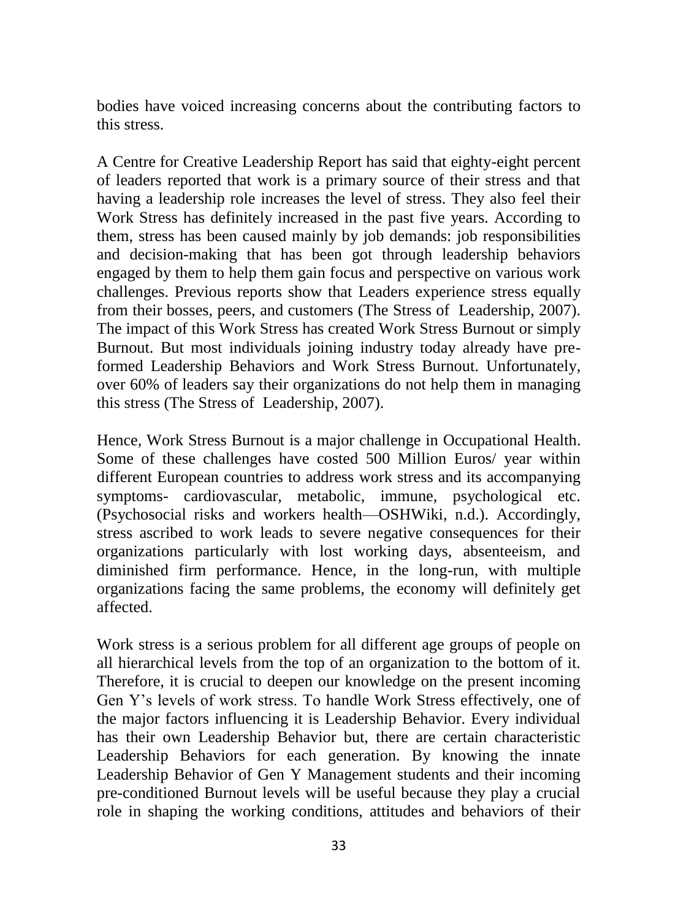bodies have voiced increasing concerns about the contributing factors to this stress.

A Centre for Creative Leadership Report has said that eighty-eight percent of leaders reported that work is a primary source of their stress and that having a leadership role increases the level of stress. They also feel their Work Stress has definitely increased in the past five years. According to them, stress has been caused mainly by job demands: job responsibilities and decision-making that has been got through leadership behaviors engaged by them to help them gain focus and perspective on various work challenges. Previous reports show that Leaders experience stress equally from their bosses, peers, and customers (The Stress of Leadership, 2007). The impact of this Work Stress has created Work Stress Burnout or simply Burnout. But most individuals joining industry today already have pre-formed Leadership Behaviors and Work Stress Burnout. Unfortunately, over 60% of leaders say their organizations do not help them in managing this stress (The Stress of Leadership, 2007).

Hence, Work Stress Burnout is a major challenge in Occupational Health. Some of these challenges have costed 500 Million Euros/ year within different European countries to address work stress and its accompanying symptoms- cardiovascular, metabolic, immune, psychological etc. (Psychosocial risks and workers health—OSHWiki, n.d.). Accordingly, stress ascribed to work leads to severe negative consequences for their organizations particularly with lost working days, absenteeism, and diminished firm performance. Hence, in the long-run, with multiple organizations facing the same problems, the economy will definitely get affected.

Work stress is a serious problem for all different age groups of people on all hierarchical levels from the top of an organization to the bottom of it. Therefore, it is crucial to deepen our knowledge on the present incoming Gen Y's levels of work stress. To handle Work Stress effectively, one of the major factors influencing it is Leadership Behavior. Every individual has their own Leadership Behavior but, there are certain characteristic Leadership Behaviors for each generation. By knowing the innate Leadership Behavior of Gen Y Management students and their incoming pre-conditioned Burnout levels will be useful because they play a crucial role in shaping the working conditions, attitudes and behaviors of their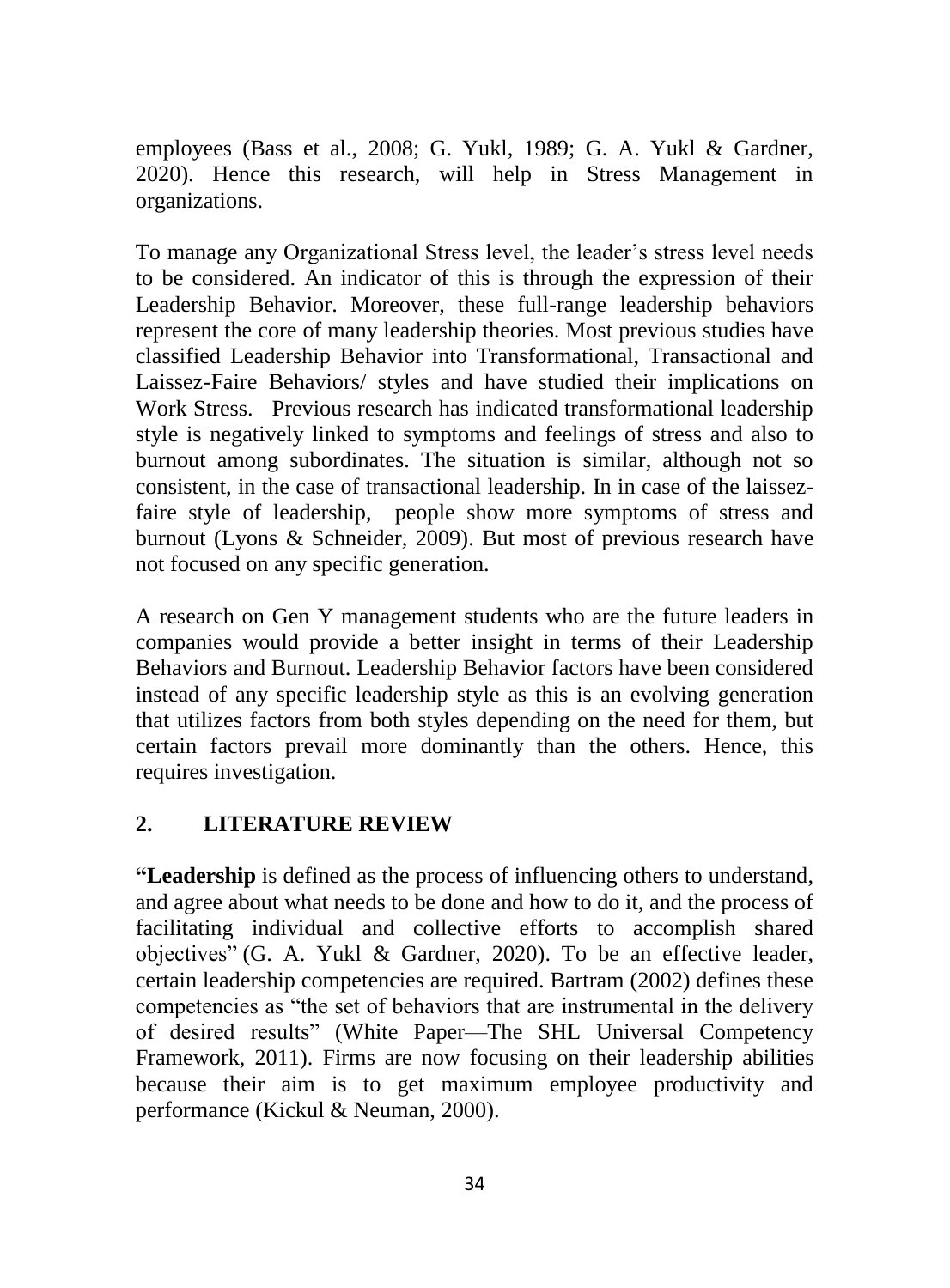employees (Bass et al., 2008; G. Yukl, 1989; G. A. Yukl & Gardner, 2020). Hence this research, will help in Stress Management in organizations.

To manage any Organizational Stress level, the leader's stress level needs to be considered. An indicator of this is through the expression of their Leadership Behavior. Moreover, these full-range leadership behaviors represent the core of many leadership theories. Most previous studies have classified Leadership Behavior into Transformational, Transactional and Laissez-Faire Behaviors/ styles and have studied their implications on Work Stress. Previous research has indicated transformational leadership style is negatively linked to symptoms and feelings of stress and also to burnout among subordinates. The situation is similar, although not so consistent, in the case of transactional leadership. In in case of the laissez-faire style of leadership, people show more symptoms of stress and burnout (Lyons & Schneider, 2009). But most of previous research have not focused on any specific generation.

A research on Gen Y management students who are the future leaders in companies would provide a better insight in terms of their Leadership Behaviors and Burnout. Leadership Behavior factors have been considered instead of any specific leadership style as this is an evolving generation that utilizes factors from both styles depending on the need for them, but certain factors prevail more dominantly than the others. Hence, this requires investigation.

## 2. LITERATURE REVIEW

**"Leadership** is defined as the process of influencing others to understand, and agree about what needs to be done and how to do it, and the process of facilitating individual and collective efforts to accomplish shared objectives" (G. A. Yukl & Gardner, 2020). To be an effective leader, certain leadership competencies are required. Bartram (2002) defines these competencies as "the set of behaviors that are instrumental in the delivery of desired results" (White Paper—The SHL Universal Competency Framework, 2011). Firms are now focusing on their leadership abilities because their aim is to get maximum employee productivity and performance (Kickul & Neuman, 2000).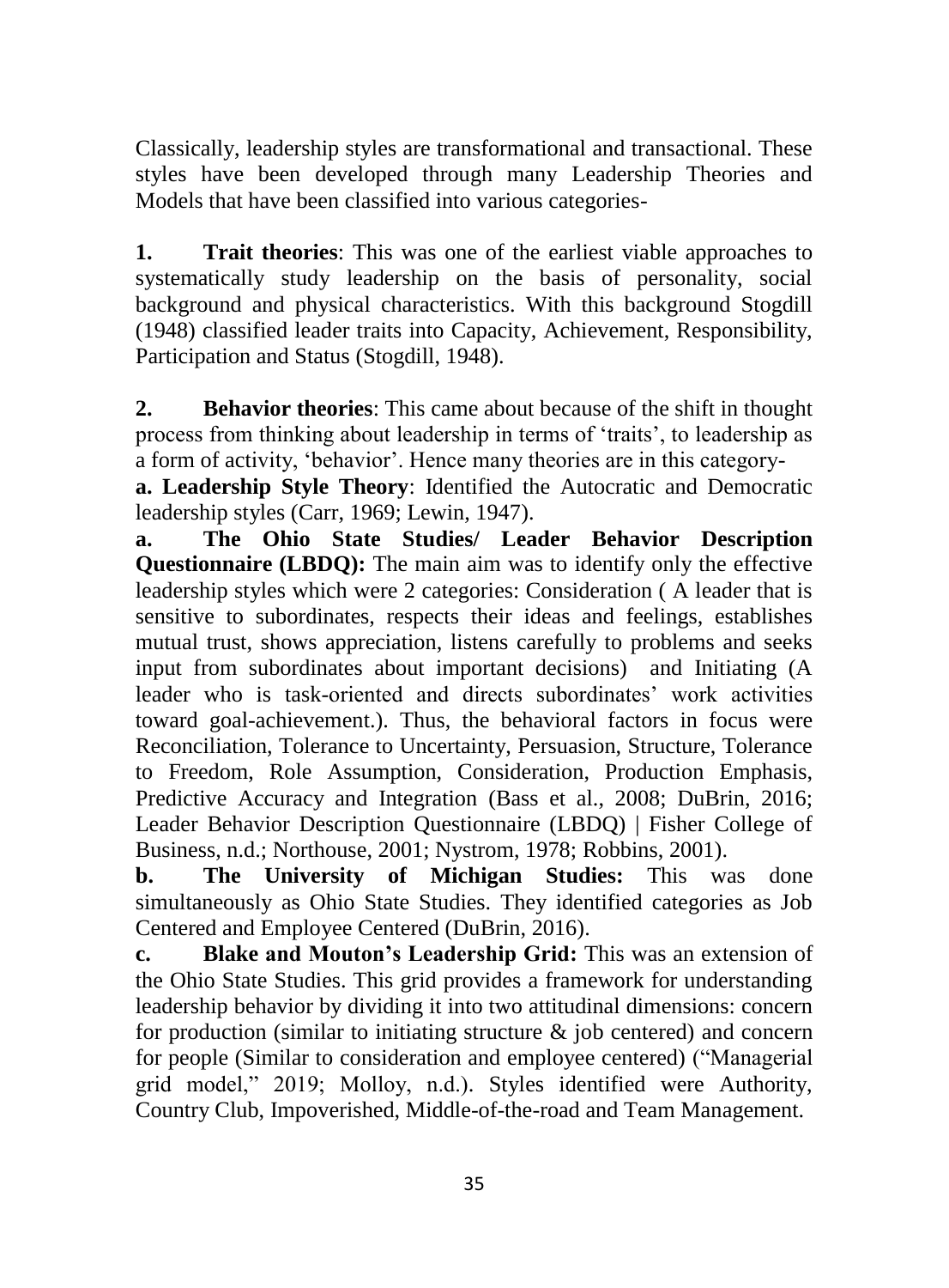Classically, leadership styles are transformational and transactional. These styles have been developed through many Leadership Theories and Models that have been classified into various categories-

**1. Trait theories**: This was one of the earliest viable approaches to systematically study leadership on the basis of personality, social background and physical characteristics. With this background Stogdill (1948) classified leader traits into Capacity, Achievement, Responsibility, Participation and Status (Stogdill, 1948).

**2. Behavior theories**: This came about because of the shift in thought process from thinking about leadership in terms of 'traits', to leadership as a form of activity, 'behavior'. Hence many theories are in this category-

**a. Leadership Style Theory**: Identified the Autocratic and Democratic leadership styles (Carr, 1969; Lewin, 1947).

**a. The Ohio State Studies/ Leader Behavior Description Questionnaire (LBDQ):** The main aim was to identify only the effective leadership styles which were 2 categories: Consideration ( A leader that is sensitive to subordinates, respects their ideas and feelings, establishes mutual trust, shows appreciation, listens carefully to problems and seeks input from subordinates about important decisions) and Initiating (A leader who is task-oriented and directs subordinates' work activities toward goal-achievement.). Thus, the behavioral factors in focus were Reconciliation, Tolerance to Uncertainty, Persuasion, Structure, Tolerance to Freedom, Role Assumption, Consideration, Production Emphasis, Predictive Accuracy and Integration (Bass et al., 2008; DuBrin, 2016; Leader Behavior Description Questionnaire (LBDQ) | Fisher College of Business, n.d.; Northouse, 2001; Nystrom, 1978; Robbins, 2001).

**b. The University of Michigan Studies:** This was done simultaneously as Ohio State Studies. They identified categories as Job Centered and Employee Centered (DuBrin, 2016).

**c. Blake and Mouton's Leadership Grid:** This was an extension of the Ohio State Studies. This grid provides a framework for understanding leadership behavior by dividing it into two attitudinal dimensions: concern for production (similar to initiating structure & job centered) and concern for people (Similar to consideration and employee centered) ("Managerial grid model," 2019; Molloy, n.d.). Styles identified were Authority, Country Club, Impoverished, Middle-of-the-road and Team Management.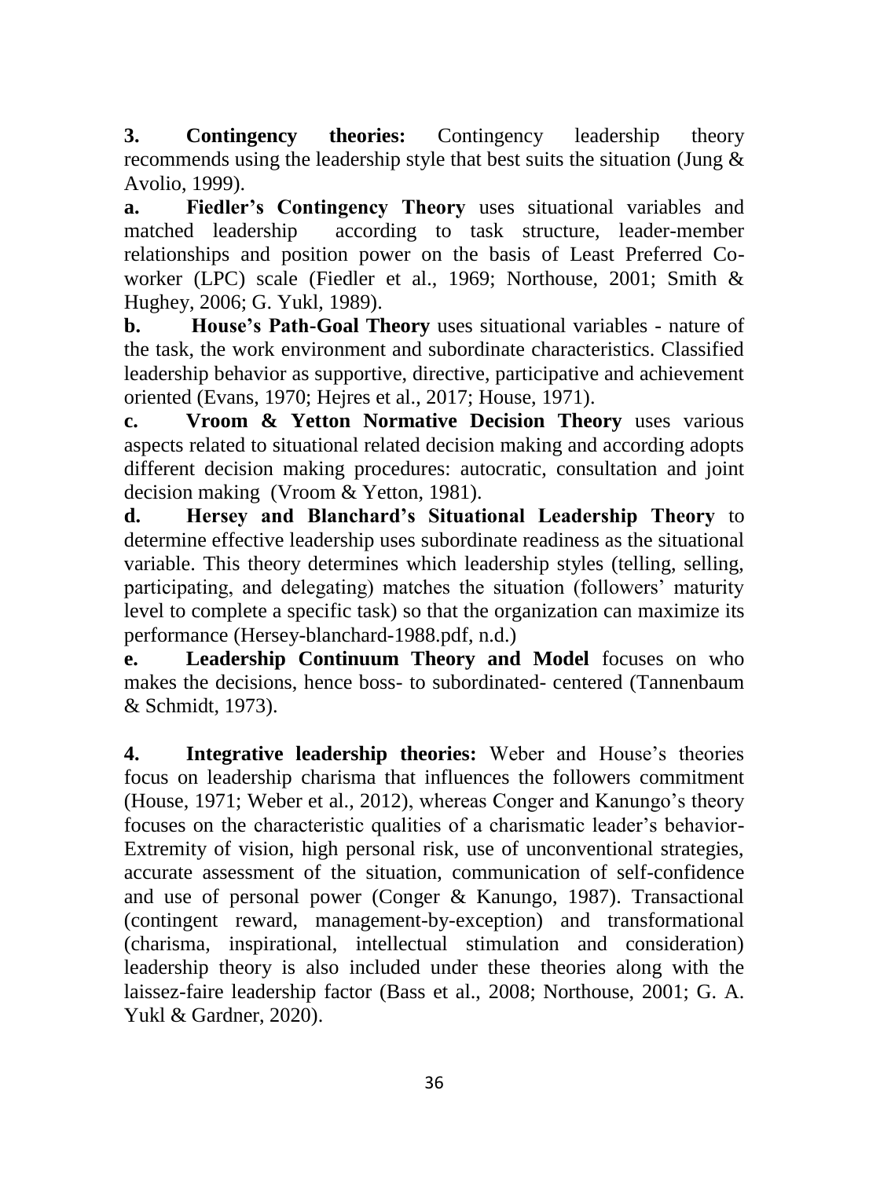**3. Contingency theories:** Contingency leadership theory recommends using the leadership style that best suits the situation (Jung & Avolio, 1999).

**a. Fiedler's Contingency Theory** uses situational variables and matched leadership according to task structure, leader-member relationships and position power on the basis of Least Preferred Co-worker (LPC) scale (Fiedler et al., 1969; Northouse, 2001; Smith & Hughey, 2006; G. Yukl, 1989).

**b. House's Path-Goal Theory** uses situational variables - nature of the task, the work environment and subordinate characteristics. Classified leadership behavior as supportive, directive, participative and achievement oriented (Evans, 1970; Hejres et al., 2017; House, 1971).

**c. Vroom & Yetton Normative Decision Theory** uses various aspects related to situational related decision making and according adopts different decision making procedures: autocratic, consultation and joint decision making (Vroom & Yetton, 1981).

**d. Hersey and Blanchard's Situational Leadership Theory** to determine effective leadership uses subordinate readiness as the situational variable. This theory determines which leadership styles (telling, selling, participating, and delegating) matches the situation (followers' maturity level to complete a specific task) so that the organization can maximize its performance (Hersey-blanchard-1988.pdf, n.d.)

**e. Leadership Continuum Theory and Model** focuses on who makes the decisions, hence boss- to subordinated- centered (Tannenbaum & Schmidt, 1973).

**4. Integrative leadership theories:** Weber and House's theories focus on leadership charisma that influences the followers commitment (House, 1971; Weber et al., 2012), whereas Conger and Kanungo's theory focuses on the characteristic qualities of a charismatic leader's behavior- Extremity of vision, high personal risk, use of unconventional strategies, accurate assessment of the situation, communication of self-confidence and use of personal power (Conger & Kanungo, 1987). Transactional (contingent reward, management-by-exception) and transformational (charisma, inspirational, intellectual stimulation and consideration) leadership theory is also included under these theories along with the laissez-faire leadership factor (Bass et al., 2008; Northouse, 2001; G. A. Yukl & Gardner, 2020).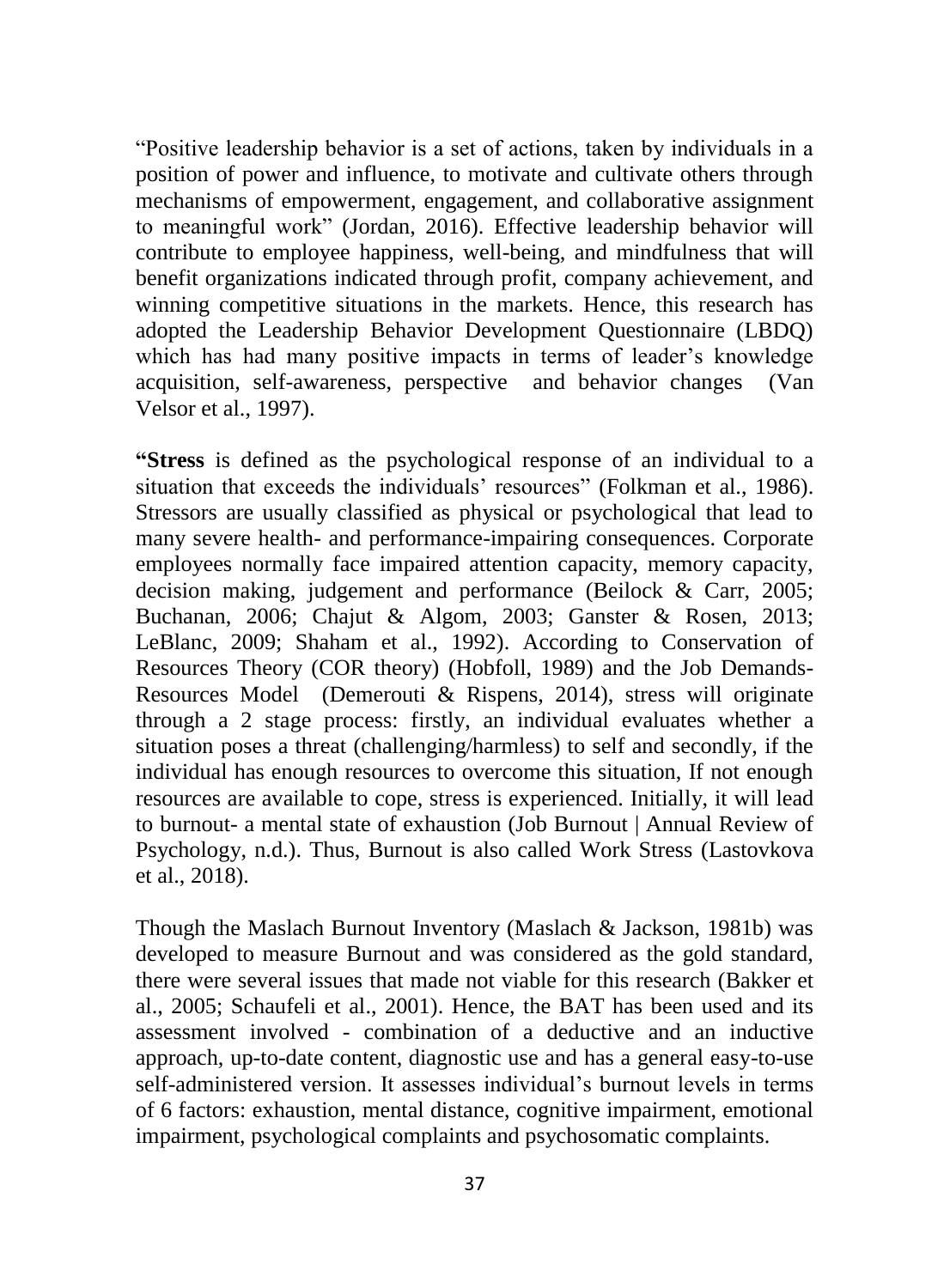"Positive leadership behavior is a set of actions, taken by individuals in a position of power and influence, to motivate and cultivate others through mechanisms of empowerment, engagement, and collaborative assignment to meaningful work" (Jordan, 2016). Effective leadership behavior will contribute to employee happiness, well-being, and mindfulness that will benefit organizations indicated through profit, company achievement, and winning competitive situations in the markets. Hence, this research has adopted the Leadership Behavior Development Questionnaire (LBDQ) which has had many positive impacts in terms of leader's knowledge acquisition, self-awareness, perspective and behavior changes (Van Velsor et al., 1997).

**"Stress** is defined as the psychological response of an individual to a situation that exceeds the individuals' resources" (Folkman et al., 1986). Stressors are usually classified as physical or psychological that lead to many severe health- and performance-impairing consequences. Corporate employees normally face impaired attention capacity, memory capacity, decision making, judgement and performance (Beilock & Carr, 2005; Buchanan, 2006; Chajut & Algom, 2003; Ganster & Rosen, 2013; LeBlanc, 2009; Shaham et al., 1992). According to Conservation of Resources Theory (COR theory) (Hobfoll, 1989) and the Job Demands-Resources Model (Demerouti & Rispens, 2014), stress will originate through a 2 stage process: firstly, an individual evaluates whether a situation poses a threat (challenging/harmless) to self and secondly, if the individual has enough resources to overcome this situation, If not enough resources are available to cope, stress is experienced. Initially, it will lead to burnout- a mental state of exhaustion (Job Burnout | Annual Review of Psychology, n.d.). Thus, Burnout is also called Work Stress (Lastovkova et al., 2018).

Though the Maslach Burnout Inventory (Maslach & Jackson, 1981b) was developed to measure Burnout and was considered as the gold standard, there were several issues that made not viable for this research (Bakker et al., 2005; Schaufeli et al., 2001). Hence, the BAT has been used and its assessment involved - combination of a deductive and an inductive approach, up-to-date content, diagnostic use and has a general easy-to-use self-administered version. It assesses individual's burnout levels in terms of 6 factors: exhaustion, mental distance, cognitive impairment, emotional impairment, psychological complaints and psychosomatic complaints.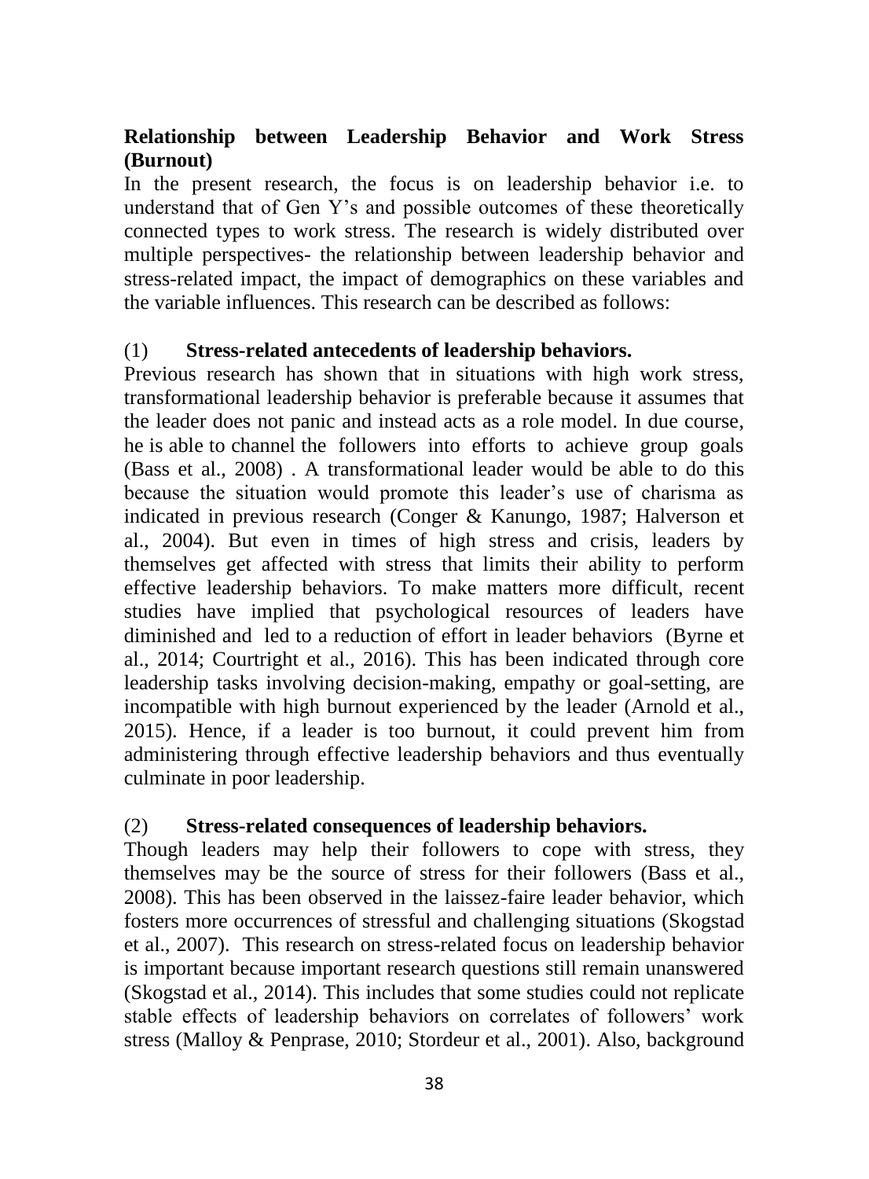## Relationship between Leadership Behavior and Work Stress (Burnout)

In the present research, the focus is on leadership behavior i.e. to understand that of Gen Y's and possible outcomes of these theoretically connected types to work stress. The research is widely distributed over multiple perspectives- the relationship between leadership behavior and stress-related impact, the impact of demographics on these variables and the variable influences. This research can be described as follows:

(1) **Stress-related antecedents of leadership behaviors.**

Previous research has shown that in situations with high work stress, transformational leadership behavior is preferable because it assumes that the leader does not panic and instead acts as a role model. In due course, he is able to channel the followers into efforts to achieve group goals (Bass et al., 2008) . A transformational leader would be able to do this because the situation would promote this leader's use of charisma as indicated in previous research (Conger & Kanungo, 1987; Halverson et al., 2004). But even in times of high stress and crisis, leaders by themselves get affected with stress that limits their ability to perform effective leadership behaviors. To make matters more difficult, recent studies have implied that psychological resources of leaders have diminished and led to a reduction of effort in leader behaviors (Byrne et al., 2014; Courtright et al., 2016). This has been indicated through core leadership tasks involving decision-making, empathy or goal-setting, are incompatible with high burnout experienced by the leader (Arnold et al., 2015). Hence, if a leader is too burnout, it could prevent him from administering through effective leadership behaviors and thus eventually culminate in poor leadership.

(2) **Stress-related consequences of leadership behaviors.**

Though leaders may help their followers to cope with stress, they themselves may be the source of stress for their followers (Bass et al., 2008). This has been observed in the laissez-faire leader behavior, which fosters more occurrences of stressful and challenging situations (Skogstad et al., 2007). This research on stress-related focus on leadership behavior is important because important research questions still remain unanswered (Skogstad et al., 2014). This includes that some studies could not replicate stable effects of leadership behaviors on correlates of followers' work stress (Malloy & Penprase, 2010; Stordeur et al., 2001). Also, background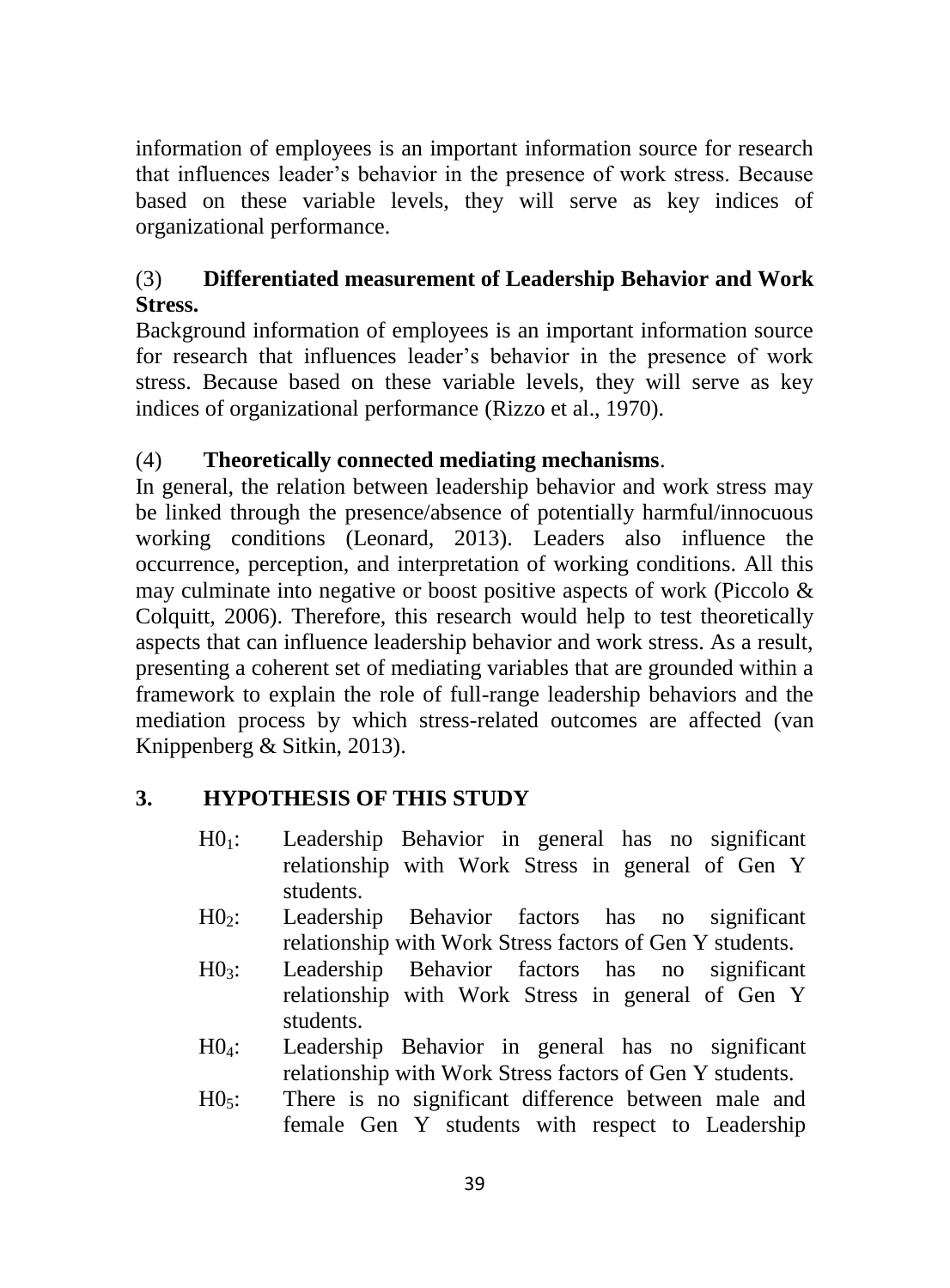information of employees is an important information source for research that influences leader's behavior in the presence of work stress. Because based on these variable levels, they will serve as key indices of organizational performance.

(3) **Differentiated measurement of Leadership Behavior and Work Stress.**

Background information of employees is an important information source for research that influences leader's behavior in the presence of work stress. Because based on these variable levels, they will serve as key indices of organizational performance (Rizzo et al., 1970).

(4) **Theoretically connected mediating mechanisms**.

In general, the relation between leadership behavior and work stress may be linked through the presence/absence of potentially harmful/innocuous working conditions (Leonard, 2013). Leaders also influence the occurrence, perception, and interpretation of working conditions. All this may culminate into negative or boost positive aspects of work (Piccolo & Colquitt, 2006). Therefore, this research would help to test theoretically aspects that can influence leadership behavior and work stress. As a result, presenting a coherent set of mediating variables that are grounded within a framework to explain the role of full-range leadership behaviors and the mediation process by which stress-related outcomes are affected (van Knippenberg & Sitkin, 2013).

## 3. HYPOTHESIS OF THIS STUDY

- $H0_1$: Leadership Behavior in general has no significant relationship with Work Stress in general of Gen Y students.
- $H0_2$: Leadership Behavior factors has no significant relationship with Work Stress factors of Gen Y students.
- $H0_3$: Leadership Behavior factors has no significant relationship with Work Stress in general of Gen Y students.
- $H0_4$: Leadership Behavior in general has no significant relationship with Work Stress factors of Gen Y students.
- $H0_5$: There is no significant difference between male and female Gen Y students with respect to Leadership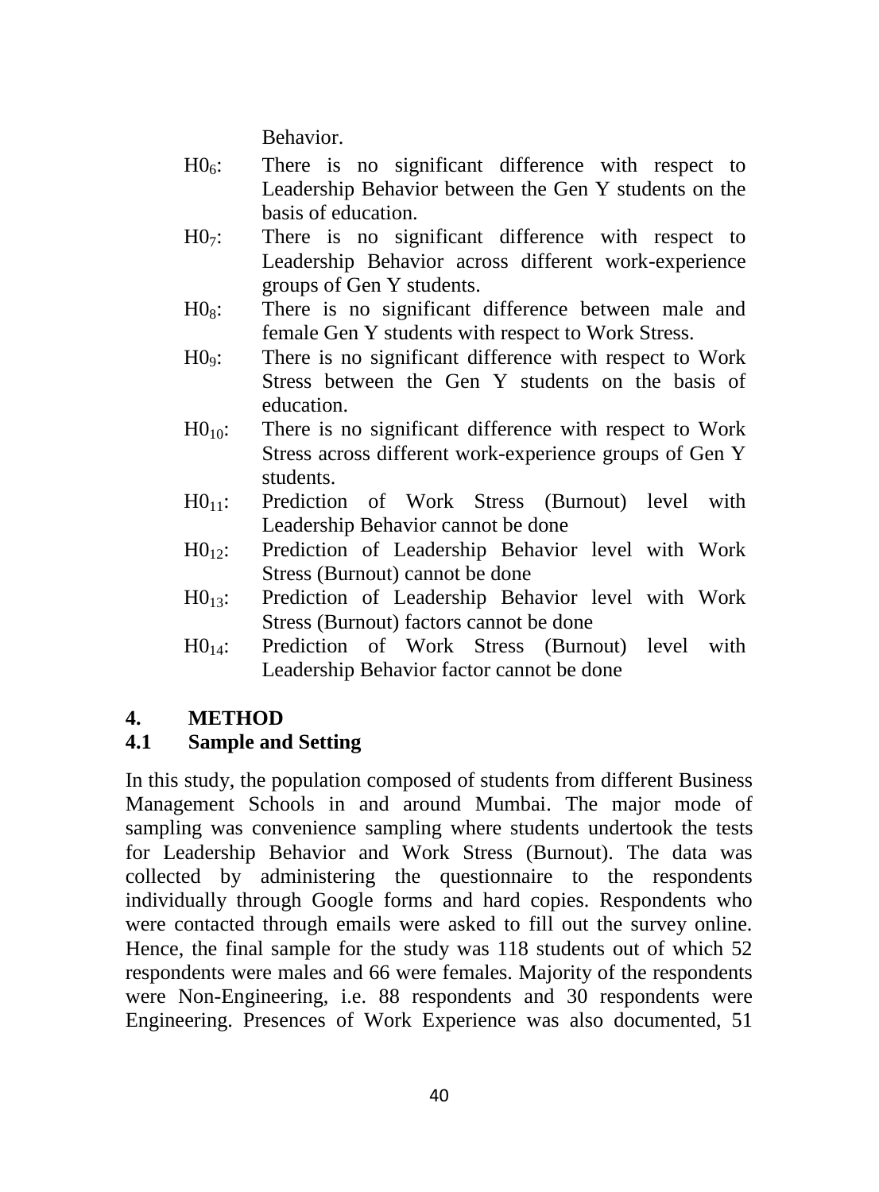Behavior.

$H0_6$: There is no significant difference with respect to Leadership Behavior between the Gen Y students on the basis of education.

$H0_7$: There is no significant difference with respect to Leadership Behavior across different work-experience groups of Gen Y students.

$H0_8$: There is no significant difference between male and female Gen Y students with respect to Work Stress.

$H0_9$: There is no significant difference with respect to Work Stress between the Gen Y students on the basis of education.

$H0_{10}$: There is no significant difference with respect to Work Stress across different work-experience groups of Gen Y students.

$H0_{11}$: Prediction of Work Stress (Burnout) level with Leadership Behavior cannot be done

$H0_{12}$: Prediction of Leadership Behavior level with Work Stress (Burnout) cannot be done

$H0_{13}$: Prediction of Leadership Behavior level with Work Stress (Burnout) factors cannot be done

$H0_{14}$: Prediction of Work Stress (Burnout) level with Leadership Behavior factor cannot be done

## 4. METHOD

### 4.1 Sample and Setting

In this study, the population composed of students from different Business Management Schools in and around Mumbai. The major mode of sampling was convenience sampling where students undertook the tests for Leadership Behavior and Work Stress (Burnout). The data was collected by administering the questionnaire to the respondents individually through Google forms and hard copies. Respondents who were contacted through emails were asked to fill out the survey online. Hence, the final sample for the study was 118 students out of which 52 respondents were males and 66 were females. Majority of the respondents were Non-Engineering, i.e. 88 respondents and 30 respondents were Engineering. Presences of Work Experience was also documented, 51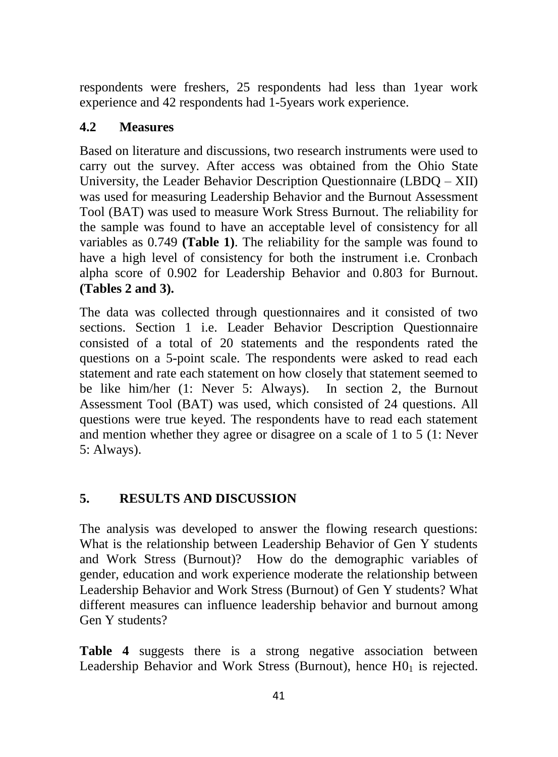respondents were freshers, 25 respondents had less than 1year work experience and 42 respondents had 1-5years work experience.

### 4.2 Measures

Based on literature and discussions, two research instruments were used to carry out the survey. After access was obtained from the Ohio State University, the Leader Behavior Description Questionnaire (LBDQ – XII) was used for measuring Leadership Behavior and the Burnout Assessment Tool (BAT) was used to measure Work Stress Burnout. The reliability for the sample was found to have an acceptable level of consistency for all variables as 0.749 **(Table 1)**. The reliability for the sample was found to have a high level of consistency for both the instrument i.e. Cronbach alpha score of 0.902 for Leadership Behavior and 0.803 for Burnout. **(Tables 2 and 3).**

The data was collected through questionnaires and it consisted of two sections. Section 1 i.e. Leader Behavior Description Questionnaire consisted of a total of 20 statements and the respondents rated the questions on a 5-point scale. The respondents were asked to read each statement and rate each statement on how closely that statement seemed to be like him/her (1: Never 5: Always). In section 2, the Burnout Assessment Tool (BAT) was used, which consisted of 24 questions. All questions were true keyed. The respondents have to read each statement and mention whether they agree or disagree on a scale of 1 to 5 (1: Never 5: Always).

## 5. RESULTS AND DISCUSSION

The analysis was developed to answer the flowing research questions: What is the relationship between Leadership Behavior of Gen Y students and Work Stress (Burnout)? How do the demographic variables of gender, education and work experience moderate the relationship between Leadership Behavior and Work Stress (Burnout) of Gen Y students? What different measures can influence leadership behavior and burnout among Gen Y students?

**Table 4** suggests there is a strong negative association between Leadership Behavior and Work Stress (Burnout), hence $H0_1$ is rejected.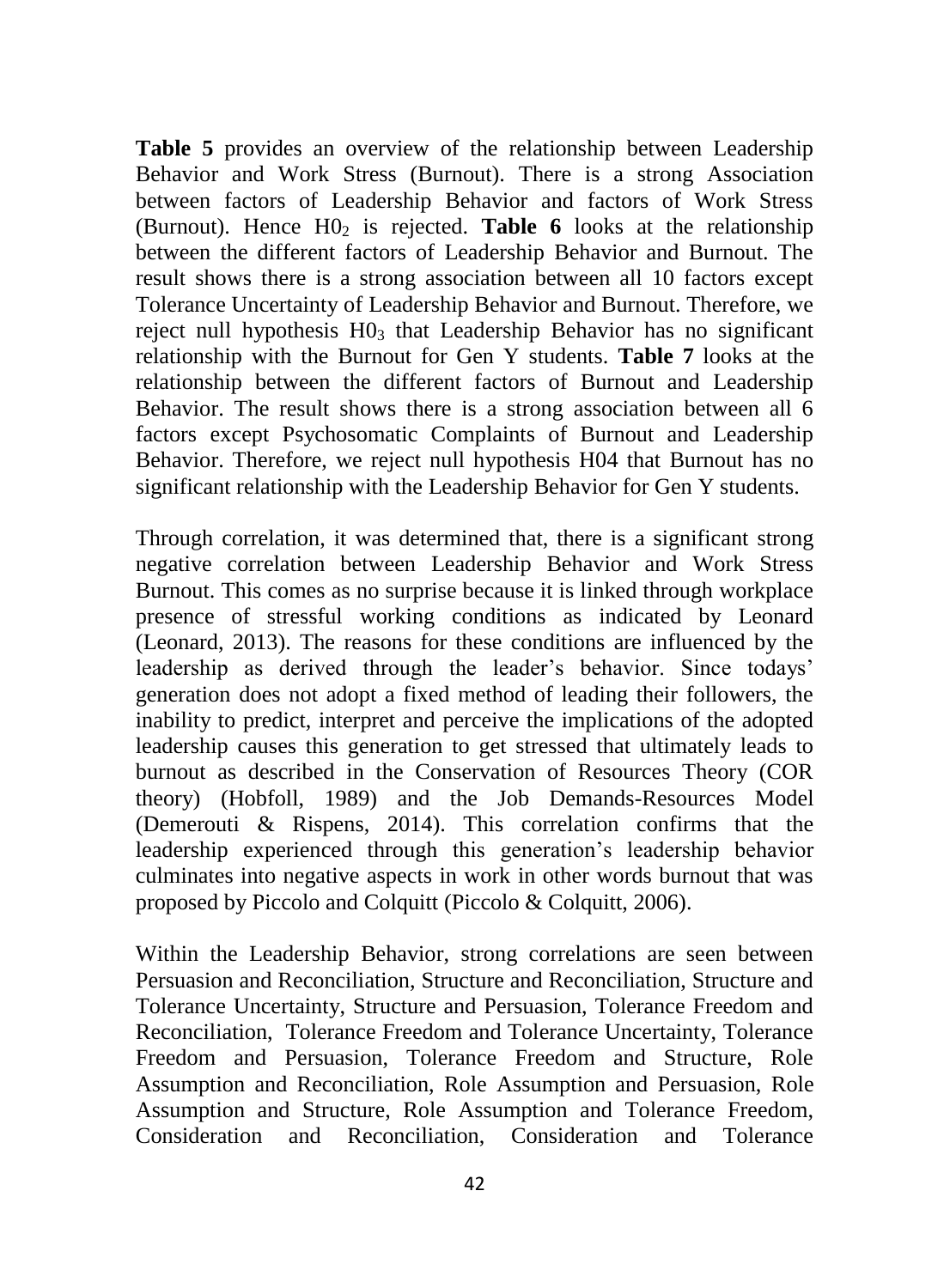**Table 5** provides an overview of the relationship between Leadership Behavior and Work Stress (Burnout). There is a strong Association between factors of Leadership Behavior and factors of Work Stress (Burnout). Hence $H0_2$ is rejected. **Table 6** looks at the relationship between the different factors of Leadership Behavior and Burnout. The result shows there is a strong association between all 10 factors except Tolerance Uncertainty of Leadership Behavior and Burnout. Therefore, we reject null hypothesis $H0_3$ that Leadership Behavior has no significant relationship with the Burnout for Gen Y students. **Table 7** looks at the relationship between the different factors of Burnout and Leadership Behavior. The result shows there is a strong association between all 6 factors except Psychosomatic Complaints of Burnout and Leadership Behavior. Therefore, we reject null hypothesis H04 that Burnout has no significant relationship with the Leadership Behavior for Gen Y students.

Through correlation, it was determined that, there is a significant strong negative correlation between Leadership Behavior and Work Stress Burnout. This comes as no surprise because it is linked through workplace presence of stressful working conditions as indicated by Leonard (Leonard, 2013). The reasons for these conditions are influenced by the leadership as derived through the leader's behavior. Since todays' generation does not adopt a fixed method of leading their followers, the inability to predict, interpret and perceive the implications of the adopted leadership causes this generation to get stressed that ultimately leads to burnout as described in the Conservation of Resources Theory (COR theory) (Hobfoll, 1989) and the Job Demands-Resources Model (Demerouti & Rispens, 2014). This correlation confirms that the leadership experienced through this generation's leadership behavior culminates into negative aspects in work in other words burnout that was proposed by Piccolo and Colquitt (Piccolo & Colquitt, 2006).

Within the Leadership Behavior, strong correlations are seen between Persuasion and Reconciliation, Structure and Reconciliation, Structure and Tolerance Uncertainty, Structure and Persuasion, Tolerance Freedom and Reconciliation, Tolerance Freedom and Tolerance Uncertainty, Tolerance Freedom and Persuasion, Tolerance Freedom and Structure, Role Assumption and Reconciliation, Role Assumption and Persuasion, Role Assumption and Structure, Role Assumption and Tolerance Freedom, Consideration and Reconciliation, Consideration and Tolerance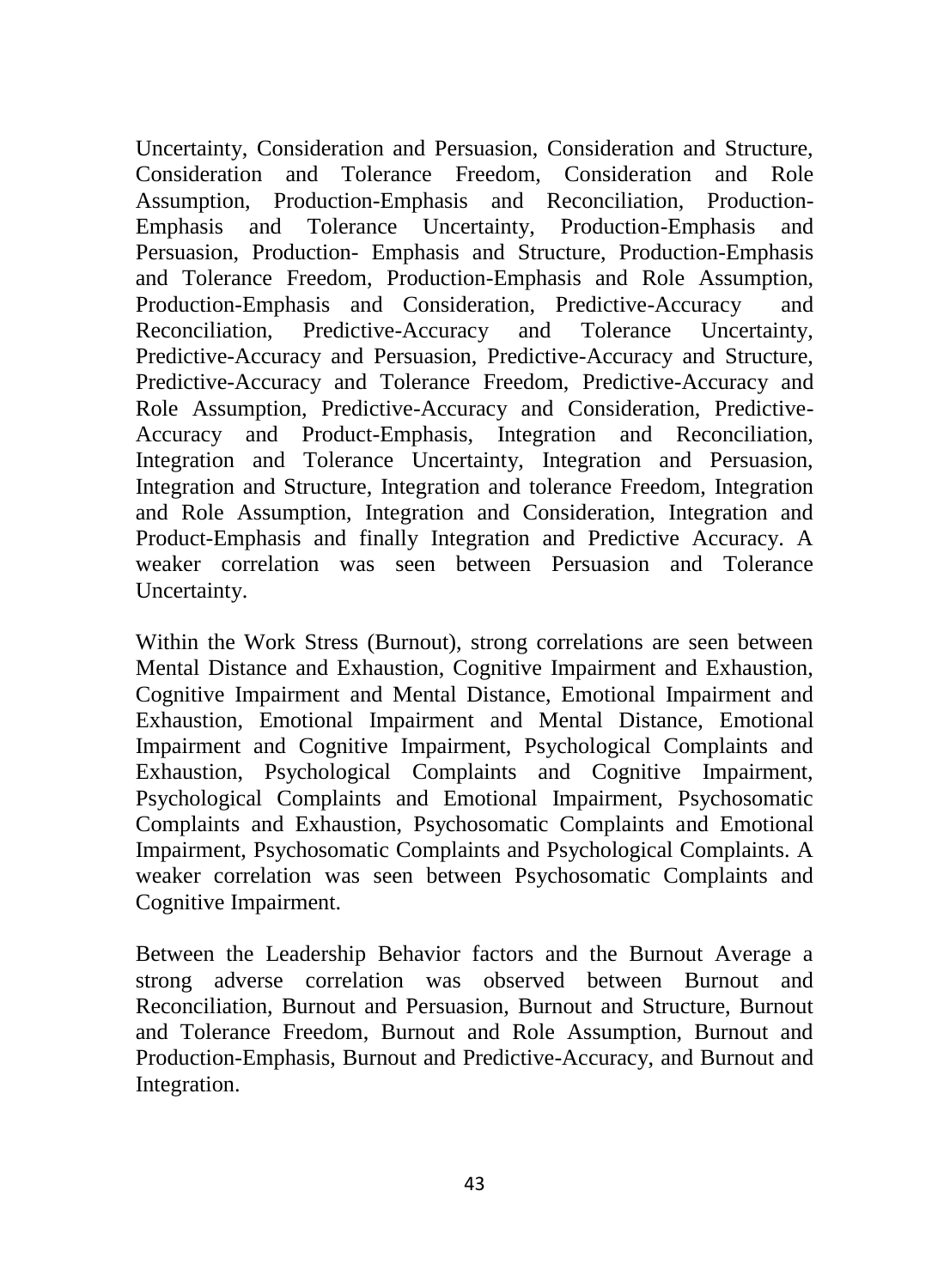Uncertainty, Consideration and Persuasion, Consideration and Structure, Consideration and Tolerance Freedom, Consideration and Role Assumption, Production-Emphasis and Reconciliation, Production-Emphasis and Tolerance Uncertainty, Production-Emphasis and Persuasion, Production- Emphasis and Structure, Production-Emphasis and Tolerance Freedom, Production-Emphasis and Role Assumption, Production-Emphasis and Consideration, Predictive-Accuracy and Reconciliation, Predictive-Accuracy and Tolerance Uncertainty, Predictive-Accuracy and Persuasion, Predictive-Accuracy and Structure, Predictive-Accuracy and Tolerance Freedom, Predictive-Accuracy and Role Assumption, Predictive-Accuracy and Consideration, Predictive-Accuracy and Product-Emphasis, Integration and Reconciliation, Integration and Tolerance Uncertainty, Integration and Persuasion, Integration and Structure, Integration and tolerance Freedom, Integration and Role Assumption, Integration and Consideration, Integration and Product-Emphasis and finally Integration and Predictive Accuracy. A weaker correlation was seen between Persuasion and Tolerance Uncertainty.

Within the Work Stress (Burnout), strong correlations are seen between Mental Distance and Exhaustion, Cognitive Impairment and Exhaustion, Cognitive Impairment and Mental Distance, Emotional Impairment and Exhaustion, Emotional Impairment and Mental Distance, Emotional Impairment and Cognitive Impairment, Psychological Complaints and Exhaustion, Psychological Complaints and Cognitive Impairment, Psychological Complaints and Emotional Impairment, Psychosomatic Complaints and Exhaustion, Psychosomatic Complaints and Emotional Impairment, Psychosomatic Complaints and Psychological Complaints. A weaker correlation was seen between Psychosomatic Complaints and Cognitive Impairment.

Between the Leadership Behavior factors and the Burnout Average a strong adverse correlation was observed between Burnout and Reconciliation, Burnout and Persuasion, Burnout and Structure, Burnout and Tolerance Freedom, Burnout and Role Assumption, Burnout and Production-Emphasis, Burnout and Predictive-Accuracy, and Burnout and Integration.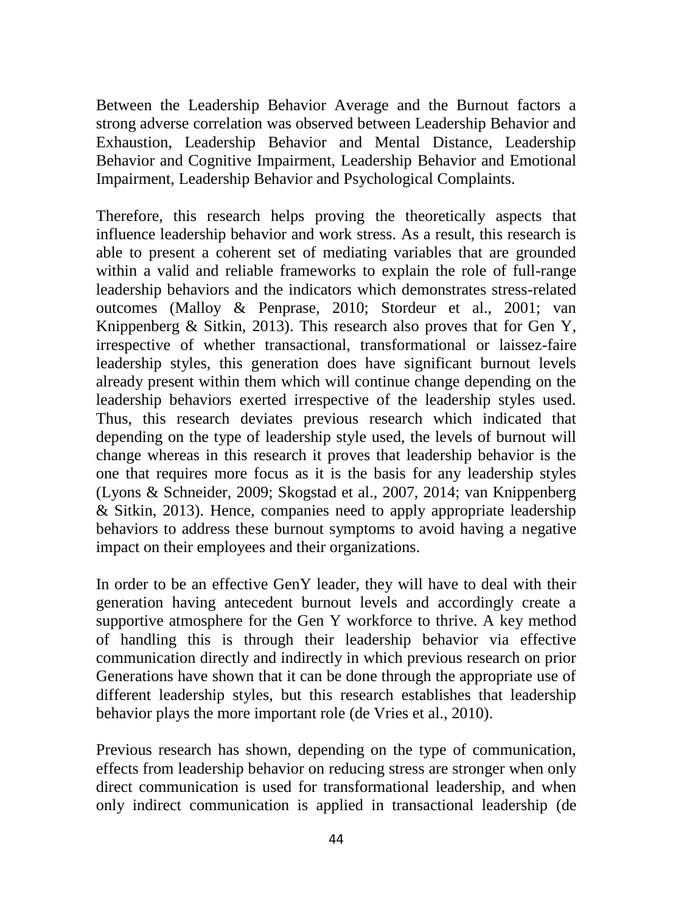Between the Leadership Behavior Average and the Burnout factors a strong adverse correlation was observed between Leadership Behavior and Exhaustion, Leadership Behavior and Mental Distance, Leadership Behavior and Cognitive Impairment, Leadership Behavior and Emotional Impairment, Leadership Behavior and Psychological Complaints.

Therefore, this research helps proving the theoretically aspects that influence leadership behavior and work stress. As a result, this research is able to present a coherent set of mediating variables that are grounded within a valid and reliable frameworks to explain the role of full-range leadership behaviors and the indicators which demonstrates stress-related outcomes (Malloy & Penprase, 2010; Stordeur et al., 2001; van Knippenberg & Sitkin, 2013). This research also proves that for Gen Y, irrespective of whether transactional, transformational or laissez-faire leadership styles, this generation does have significant burnout levels already present within them which will continue change depending on the leadership behaviors exerted irrespective of the leadership styles used. Thus, this research deviates previous research which indicated that depending on the type of leadership style used, the levels of burnout will change whereas in this research it proves that leadership behavior is the one that requires more focus as it is the basis for any leadership styles (Lyons & Schneider, 2009; Skogstad et al., 2007, 2014; van Knippenberg & Sitkin, 2013). Hence, companies need to apply appropriate leadership behaviors to address these burnout symptoms to avoid having a negative impact on their employees and their organizations.

In order to be an effective GenY leader, they will have to deal with their generation having antecedent burnout levels and accordingly create a supportive atmosphere for the Gen Y workforce to thrive. A key method of handling this is through their leadership behavior via effective communication directly and indirectly in which previous research on prior Generations have shown that it can be done through the appropriate use of different leadership styles, but this research establishes that leadership behavior plays the more important role (de Vries et al., 2010).

Previous research has shown, depending on the type of communication, effects from leadership behavior on reducing stress are stronger when only direct communication is used for transformational leadership, and when only indirect communication is applied in transactional leadership (de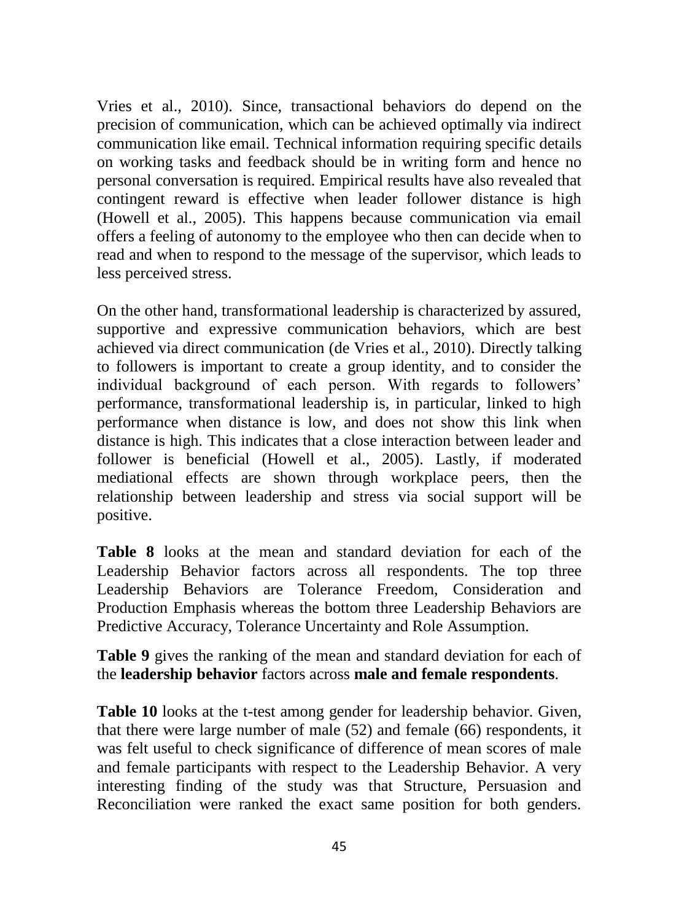Vries et al., 2010). Since, transactional behaviors do depend on the precision of communication, which can be achieved optimally via indirect communication like email. Technical information requiring specific details on working tasks and feedback should be in writing form and hence no personal conversation is required. Empirical results have also revealed that contingent reward is effective when leader follower distance is high (Howell et al., 2005). This happens because communication via email offers a feeling of autonomy to the employee who then can decide when to read and when to respond to the message of the supervisor, which leads to less perceived stress.

On the other hand, transformational leadership is characterized by assured, supportive and expressive communication behaviors, which are best achieved via direct communication (de Vries et al., 2010). Directly talking to followers is important to create a group identity, and to consider the individual background of each person. With regards to followers' performance, transformational leadership is, in particular, linked to high performance when distance is low, and does not show this link when distance is high. This indicates that a close interaction between leader and follower is beneficial (Howell et al., 2005). Lastly, if moderated mediational effects are shown through workplace peers, then the relationship between leadership and stress via social support will be positive.

**Table 8** looks at the mean and standard deviation for each of the Leadership Behavior factors across all respondents. The top three Leadership Behaviors are Tolerance Freedom, Consideration and Production Emphasis whereas the bottom three Leadership Behaviors are Predictive Accuracy, Tolerance Uncertainty and Role Assumption.

**Table 9** gives the ranking of the mean and standard deviation for each of the **leadership behavior** factors across **male and female respondents**.

**Table 10** looks at the t-test among gender for leadership behavior. Given, that there were large number of male (52) and female (66) respondents, it was felt useful to check significance of difference of mean scores of male and female participants with respect to the Leadership Behavior. A very interesting finding of the study was that Structure, Persuasion and Reconciliation were ranked the exact same position for both genders.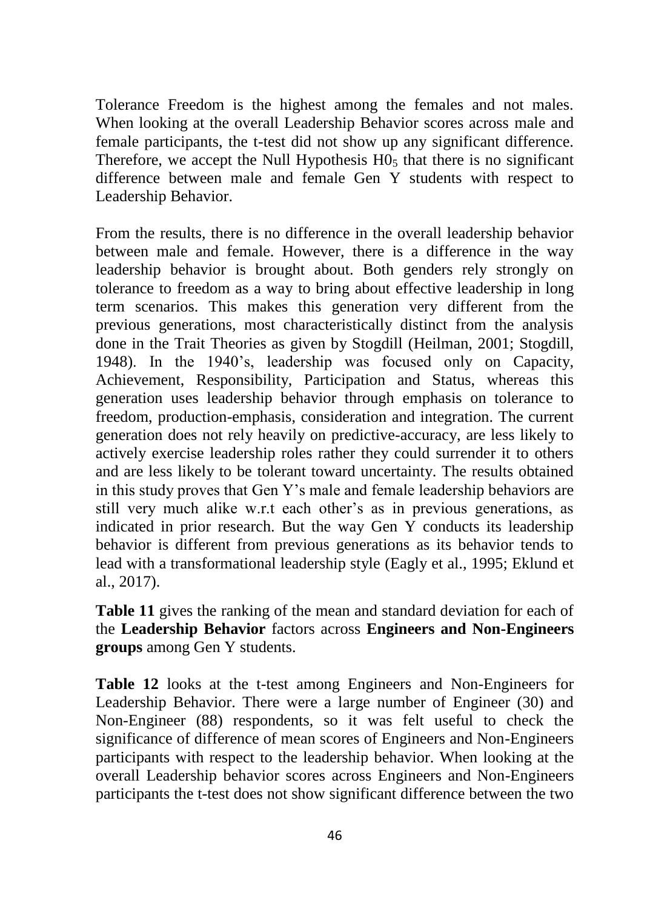Tolerance Freedom is the highest among the females and not males. When looking at the overall Leadership Behavior scores across male and female participants, the t-test did not show up any significant difference. Therefore, we accept the Null Hypothesis $H0_5$ that there is no significant difference between male and female Gen Y students with respect to Leadership Behavior.

From the results, there is no difference in the overall leadership behavior between male and female. However, there is a difference in the way leadership behavior is brought about. Both genders rely strongly on tolerance to freedom as a way to bring about effective leadership in long term scenarios. This makes this generation very different from the previous generations, most characteristically distinct from the analysis done in the Trait Theories as given by Stogdill (Heilman, 2001; Stogdill, 1948). In the 1940's, leadership was focused only on Capacity, Achievement, Responsibility, Participation and Status, whereas this generation uses leadership behavior through emphasis on tolerance to freedom, production-emphasis, consideration and integration. The current generation does not rely heavily on predictive-accuracy, are less likely to actively exercise leadership roles rather they could surrender it to others and are less likely to be tolerant toward uncertainty. The results obtained in this study proves that Gen Y's male and female leadership behaviors are still very much alike w.r.t each other's as in previous generations, as indicated in prior research. But the way Gen Y conducts its leadership behavior is different from previous generations as its behavior tends to lead with a transformational leadership style (Eagly et al., 1995; Eklund et al., 2017).

**Table 11** gives the ranking of the mean and standard deviation for each of the **Leadership Behavior** factors across **Engineers and Non-Engineers groups** among Gen Y students.

**Table 12** looks at the t-test among Engineers and Non-Engineers for Leadership Behavior. There were a large number of Engineer (30) and Non-Engineer (88) respondents, so it was felt useful to check the significance of difference of mean scores of Engineers and Non-Engineers participants with respect to the leadership behavior. When looking at the overall Leadership behavior scores across Engineers and Non-Engineers participants the t-test does not show significant difference between the two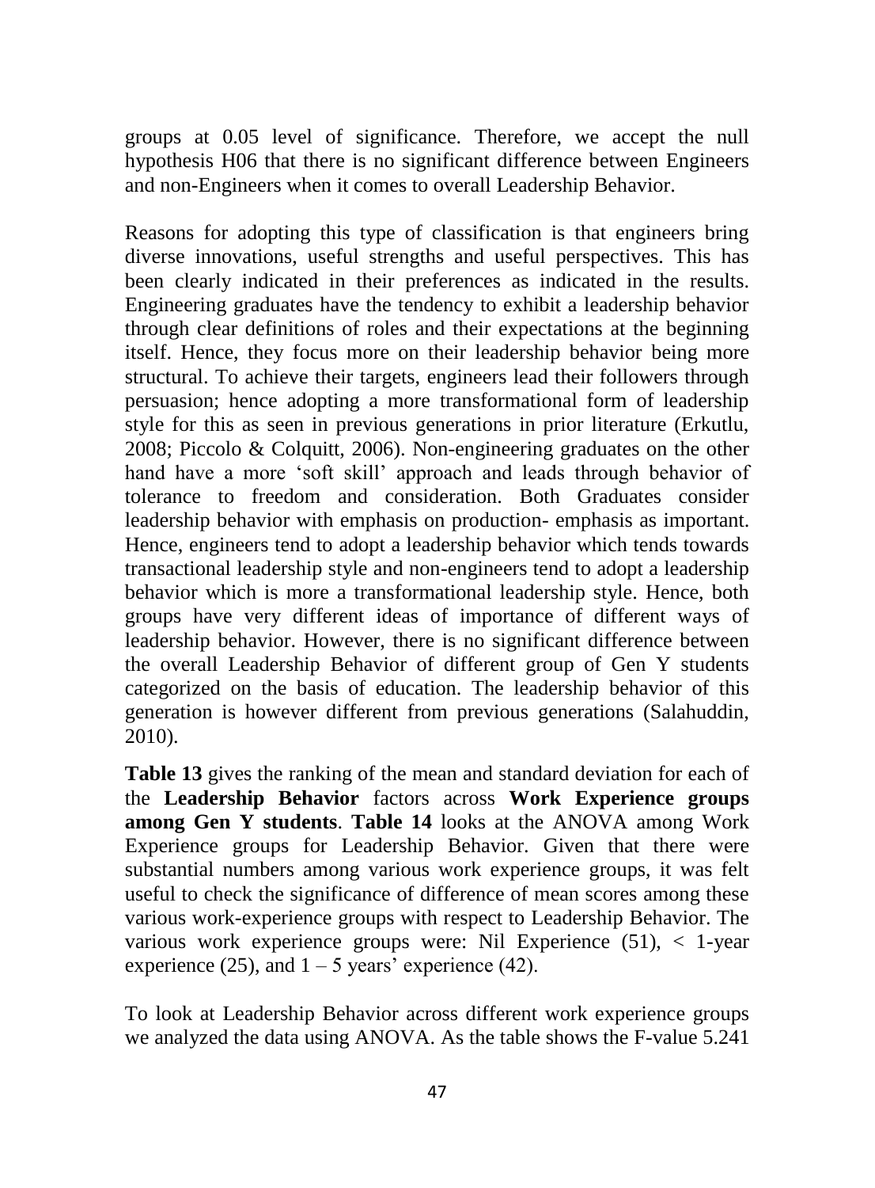groups at 0.05 level of significance. Therefore, we accept the null hypothesis H06 that there is no significant difference between Engineers and non-Engineers when it comes to overall Leadership Behavior.

Reasons for adopting this type of classification is that engineers bring diverse innovations, useful strengths and useful perspectives. This has been clearly indicated in their preferences as indicated in the results. Engineering graduates have the tendency to exhibit a leadership behavior through clear definitions of roles and their expectations at the beginning itself. Hence, they focus more on their leadership behavior being more structural. To achieve their targets, engineers lead their followers through persuasion; hence adopting a more transformational form of leadership style for this as seen in previous generations in prior literature (Erkutlu, 2008; Piccolo & Colquitt, 2006). Non-engineering graduates on the other hand have a more 'soft skill' approach and leads through behavior of tolerance to freedom and consideration. Both Graduates consider leadership behavior with emphasis on production- emphasis as important. Hence, engineers tend to adopt a leadership behavior which tends towards transactional leadership style and non-engineers tend to adopt a leadership behavior which is more a transformational leadership style. Hence, both groups have very different ideas of importance of different ways of leadership behavior. However, there is no significant difference between the overall Leadership Behavior of different group of Gen Y students categorized on the basis of education. The leadership behavior of this generation is however different from previous generations (Salahuddin, 2010).

**Table 13** gives the ranking of the mean and standard deviation for each of the **Leadership Behavior** factors across **Work Experience groups among Gen Y students**. **Table 14** looks at the ANOVA among Work Experience groups for Leadership Behavior. Given that there were substantial numbers among various work experience groups, it was felt useful to check the significance of difference of mean scores among these various work-experience groups with respect to Leadership Behavior. The various work experience groups were: Nil Experience (51), < 1-year experience (25), and 1 – 5 years' experience (42).

To look at Leadership Behavior across different work experience groups we analyzed the data using ANOVA. As the table shows the F-value 5.241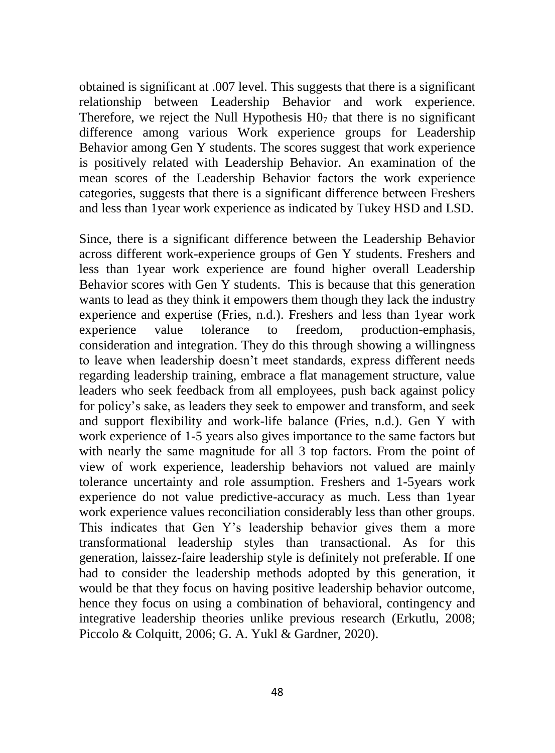obtained is significant at .007 level. This suggests that there is a significant relationship between Leadership Behavior and work experience. Therefore, we reject the Null Hypothesis $H0_7$ that there is no significant difference among various Work experience groups for Leadership Behavior among Gen Y students. The scores suggest that work experience is positively related with Leadership Behavior. An examination of the mean scores of the Leadership Behavior factors the work experience categories, suggests that there is a significant difference between Freshers and less than 1year work experience as indicated by Tukey HSD and LSD.

Since, there is a significant difference between the Leadership Behavior across different work-experience groups of Gen Y students. Freshers and less than 1year work experience are found higher overall Leadership Behavior scores with Gen Y students. This is because that this generation wants to lead as they think it empowers them though they lack the industry experience and expertise (Fries, n.d.). Freshers and less than 1year work experience value tolerance to freedom, production-emphasis, consideration and integration. They do this through showing a willingness to leave when leadership doesn't meet standards, express different needs regarding leadership training, embrace a flat management structure, value leaders who seek feedback from all employees, push back against policy for policy's sake, as leaders they seek to empower and transform, and seek and support flexibility and work-life balance (Fries, n.d.). Gen Y with work experience of 1-5 years also gives importance to the same factors but with nearly the same magnitude for all 3 top factors. From the point of view of work experience, leadership behaviors not valued are mainly tolerance uncertainty and role assumption. Freshers and 1-5years work experience do not value predictive-accuracy as much. Less than 1year work experience values reconciliation considerably less than other groups. This indicates that Gen Y's leadership behavior gives them a more transformational leadership styles than transactional. As for this generation, laissez-faire leadership style is definitely not preferable. If one had to consider the leadership methods adopted by this generation, it would be that they focus on having positive leadership behavior outcome, hence they focus on using a combination of behavioral, contingency and integrative leadership theories unlike previous research (Erkutlu, 2008; Piccolo & Colquitt, 2006; G. A. Yukl & Gardner, 2020).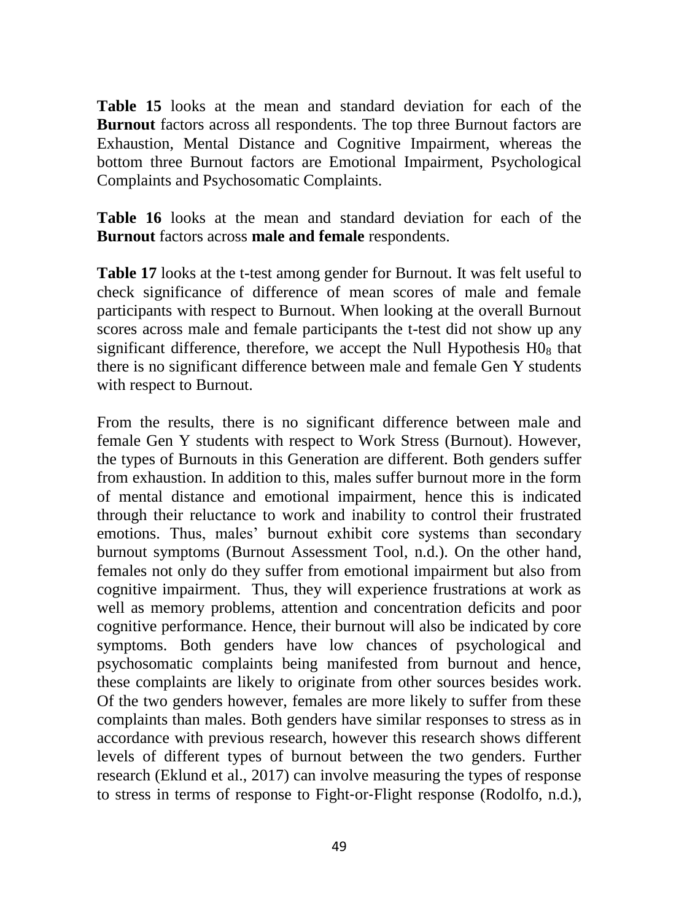**Table 15** looks at the mean and standard deviation for each of the **Burnout** factors across all respondents. The top three Burnout factors are Exhaustion, Mental Distance and Cognitive Impairment, whereas the bottom three Burnout factors are Emotional Impairment, Psychological Complaints and Psychosomatic Complaints.

**Table 16** looks at the mean and standard deviation for each of the **Burnout** factors across **male and female** respondents.

**Table 17** looks at the t-test among gender for Burnout. It was felt useful to check significance of difference of mean scores of male and female participants with respect to Burnout. When looking at the overall Burnout scores across male and female participants the t-test did not show up any significant difference, therefore, we accept the Null Hypothesis $H0_8$ that there is no significant difference between male and female Gen Y students with respect to Burnout.

From the results, there is no significant difference between male and female Gen Y students with respect to Work Stress (Burnout). However, the types of Burnouts in this Generation are different. Both genders suffer from exhaustion. In addition to this, males suffer burnout more in the form of mental distance and emotional impairment, hence this is indicated through their reluctance to work and inability to control their frustrated emotions. Thus, males' burnout exhibit core systems than secondary burnout symptoms (Burnout Assessment Tool, n.d.). On the other hand, females not only do they suffer from emotional impairment but also from cognitive impairment. Thus, they will experience frustrations at work as well as memory problems, attention and concentration deficits and poor cognitive performance. Hence, their burnout will also be indicated by core symptoms. Both genders have low chances of psychological and psychosomatic complaints being manifested from burnout and hence, these complaints are likely to originate from other sources besides work. Of the two genders however, females are more likely to suffer from these complaints than males. Both genders have similar responses to stress as in accordance with previous research, however this research shows different levels of different types of burnout between the two genders. Further research (Eklund et al., 2017) can involve measuring the types of response to stress in terms of response to Fight-or-Flight response (Rodolfo, n.d.),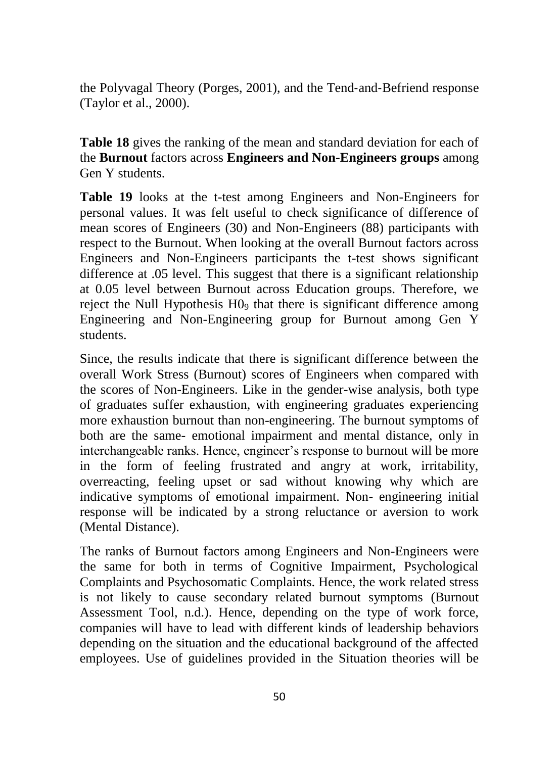the Polyvagal Theory (Porges, 2001), and the Tend-and-Befriend response (Taylor et al., 2000).

**Table 18** gives the ranking of the mean and standard deviation for each of the **Burnout** factors across **Engineers and Non-Engineers groups** among Gen Y students.

**Table 19** looks at the t-test among Engineers and Non-Engineers for personal values. It was felt useful to check significance of difference of mean scores of Engineers (30) and Non-Engineers (88) participants with respect to the Burnout. When looking at the overall Burnout factors across Engineers and Non-Engineers participants the t-test shows significant difference at .05 level. This suggest that there is a significant relationship at 0.05 level between Burnout across Education groups. Therefore, we reject the Null Hypothesis $H0_9$ that there is significant difference among Engineering and Non-Engineering group for Burnout among Gen Y students.

Since, the results indicate that there is significant difference between the overall Work Stress (Burnout) scores of Engineers when compared with the scores of Non-Engineers. Like in the gender-wise analysis, both type of graduates suffer exhaustion, with engineering graduates experiencing more exhaustion burnout than non-engineering. The burnout symptoms of both are the same- emotional impairment and mental distance, only in interchangeable ranks. Hence, engineer's response to burnout will be more in the form of feeling frustrated and angry at work, irritability, overreacting, feeling upset or sad without knowing why which are indicative symptoms of emotional impairment. Non- engineering initial response will be indicated by a strong reluctance or aversion to work (Mental Distance).

The ranks of Burnout factors among Engineers and Non-Engineers were the same for both in terms of Cognitive Impairment, Psychological Complaints and Psychosomatic Complaints. Hence, the work related stress is not likely to cause secondary related burnout symptoms (Burnout Assessment Tool, n.d.). Hence, depending on the type of work force, companies will have to lead with different kinds of leadership behaviors depending on the situation and the educational background of the affected employees. Use of guidelines provided in the Situation theories will be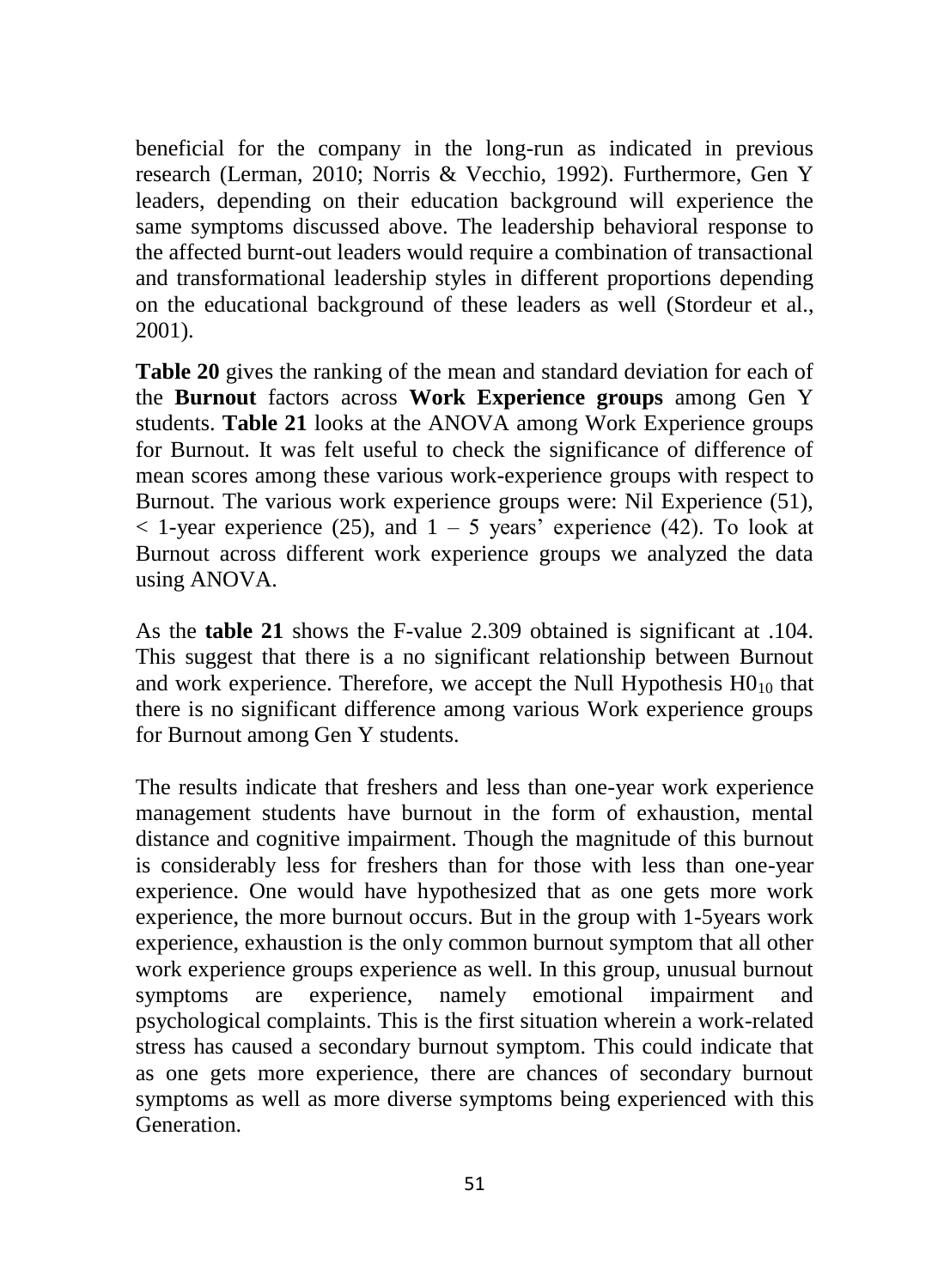beneficial for the company in the long-run as indicated in previous research (Lerman, 2010; Norris & Vecchio, 1992). Furthermore, Gen Y leaders, depending on their education background will experience the same symptoms discussed above. The leadership behavioral response to the affected burnt-out leaders would require a combination of transactional and transformational leadership styles in different proportions depending on the educational background of these leaders as well (Stordeur et al., 2001).

**Table 20** gives the ranking of the mean and standard deviation for each of the **Burnout** factors across **Work Experience groups** among Gen Y students. **Table 21** looks at the ANOVA among Work Experience groups for Burnout. It was felt useful to check the significance of difference of mean scores among these various work-experience groups with respect to Burnout. The various work experience groups were: Nil Experience (51), < 1-year experience (25), and 1 – 5 years' experience (42). To look at Burnout across different work experience groups we analyzed the data using ANOVA.

As the **table 21** shows the F-value 2.309 obtained is significant at .104. This suggest that there is a no significant relationship between Burnout and work experience. Therefore, we accept the Null Hypothesis $H0_{10}$ that there is no significant difference among various Work experience groups for Burnout among Gen Y students.

The results indicate that freshers and less than one-year work experience management students have burnout in the form of exhaustion, mental distance and cognitive impairment. Though the magnitude of this burnout is considerably less for freshers than for those with less than one-year experience. One would have hypothesized that as one gets more work experience, the more burnout occurs. But in the group with 1-5years work experience, exhaustion is the only common burnout symptom that all other work experience groups experience as well. In this group, unusual burnout symptoms are experience, namely emotional impairment and psychological complaints. This is the first situation wherein a work-related stress has caused a secondary burnout symptom. This could indicate that as one gets more experience, there are chances of secondary burnout symptoms as well as more diverse symptoms being experienced with this Generation.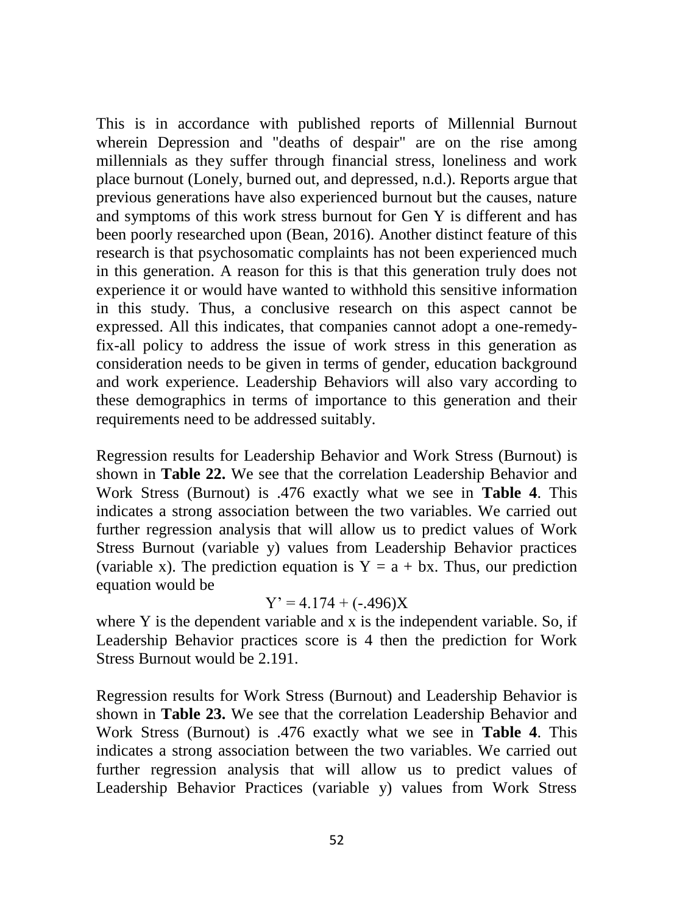This is in accordance with published reports of Millennial Burnout wherein Depression and "deaths of despair" are on the rise among millennials as they suffer through financial stress, loneliness and work place burnout (Lonely, burned out, and depressed, n.d.). Reports argue that previous generations have also experienced burnout but the causes, nature and symptoms of this work stress burnout for Gen Y is different and has been poorly researched upon (Bean, 2016). Another distinct feature of this research is that psychosomatic complaints has not been experienced much in this generation. A reason for this is that this generation truly does not experience it or would have wanted to withhold this sensitive information in this study. Thus, a conclusive research on this aspect cannot be expressed. All this indicates, that companies cannot adopt a one-remedy-fix-all policy to address the issue of work stress in this generation as consideration needs to be given in terms of gender, education background and work experience. Leadership Behaviors will also vary according to these demographics in terms of importance to this generation and their requirements need to be addressed suitably.

Regression results for Leadership Behavior and Work Stress (Burnout) is shown in **Table 22.** We see that the correlation Leadership Behavior and Work Stress (Burnout) is .476 exactly what we see in **Table 4**. This indicates a strong association between the two variables. We carried out further regression analysis that will allow us to predict values of Work Stress Burnout (variable y) values from Leadership Behavior practices (variable x). The prediction equation is $Y = a + bx$. Thus, our prediction equation would be

$$Y' = 4.174 + (-.496)X$$

where Y is the dependent variable and x is the independent variable. So, if Leadership Behavior practices score is 4 then the prediction for Work Stress Burnout would be 2.191.

Regression results for Work Stress (Burnout) and Leadership Behavior is shown in **Table 23.** We see that the correlation Leadership Behavior and Work Stress (Burnout) is .476 exactly what we see in **Table 4**. This indicates a strong association between the two variables. We carried out further regression analysis that will allow us to predict values of Leadership Behavior Practices (variable y) values from Work Stress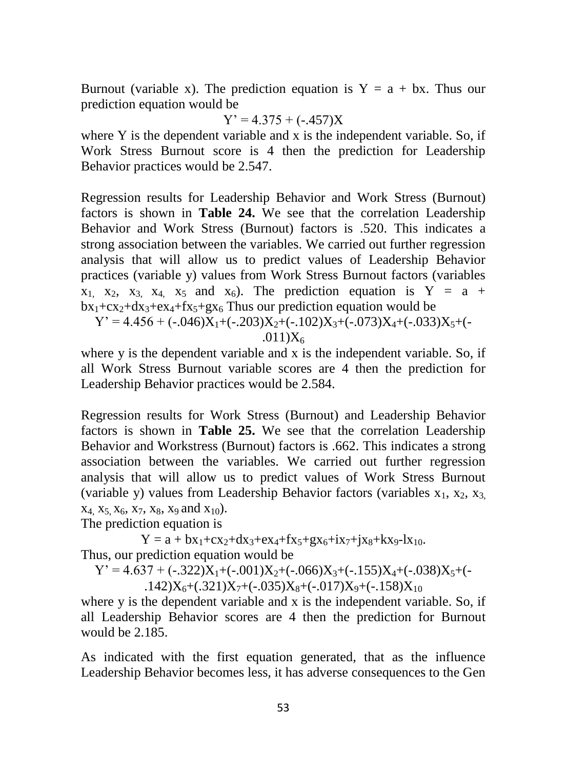Burnout (variable x). The prediction equation is $Y = a + bx$. Thus our prediction equation would be

$$Y' = 4.375 + (-.457)X$$

where Y is the dependent variable and x is the independent variable. So, if Work Stress Burnout score is 4 then the prediction for Leadership Behavior practices would be 2.547.

Regression results for Leadership Behavior and Work Stress (Burnout) factors is shown in **Table 24.** We see that the correlation Leadership Behavior and Work Stress (Burnout) factors is .520. This indicates a strong association between the variables. We carried out further regression analysis that will allow us to predict values of Leadership Behavior practices (variable y) values from Work Stress Burnout factors (variables $x_1$, $x_2$, $x_3$, $x_4$, $x_5$ and $x_6$). The prediction equation is $Y = a + bx_1+cx_2+dx_3+ex_4+fx_5+gx_6$ Thus our prediction equation would be

$$Y' = 4.456 + (-.046)X_1+(-.203)X_2+(-.102)X_3+(-.073)X_4+(-.033)X_5+(-.011)X_6$$

where y is the dependent variable and x is the independent variable. So, if all Work Stress Burnout variable scores are 4 then the prediction for Leadership Behavior practices would be 2.584.

Regression results for Work Stress (Burnout) and Leadership Behavior factors is shown in **Table 25.** We see that the correlation Leadership Behavior and Workstress (Burnout) factors is .662. This indicates a strong association between the variables. We carried out further regression analysis that will allow us to predict values of Work Stress Burnout (variable y) values from Leadership Behavior factors (variables $x_1$, $x_2$, $x_3$, $x_4$, $x_5$, $x_6$, $x_7$, $x_8$, $x_9$ and $x_{10}$).

The prediction equation is

$$Y = a + bx_1+cx_2+dx_3+ex_4+fx_5+gx_6+ix_7+jx_8+kx_9-lx_{10}.$$

Thus, our prediction equation would be

$$Y' = 4.637 + (-.322)X_1+(-.001)X_2+(-.066)X_3+(-.155)X_4+(-.038)X_5+(-.142)X_6+(.321)X_7+(-.035)X_8+(-.017)X_9+(-.158)X_{10}$$

where y is the dependent variable and x is the independent variable. So, if all Leadership Behavior scores are 4 then the prediction for Burnout would be 2.185.

As indicated with the first equation generated, that as the influence Leadership Behavior becomes less, it has adverse consequences to the Gen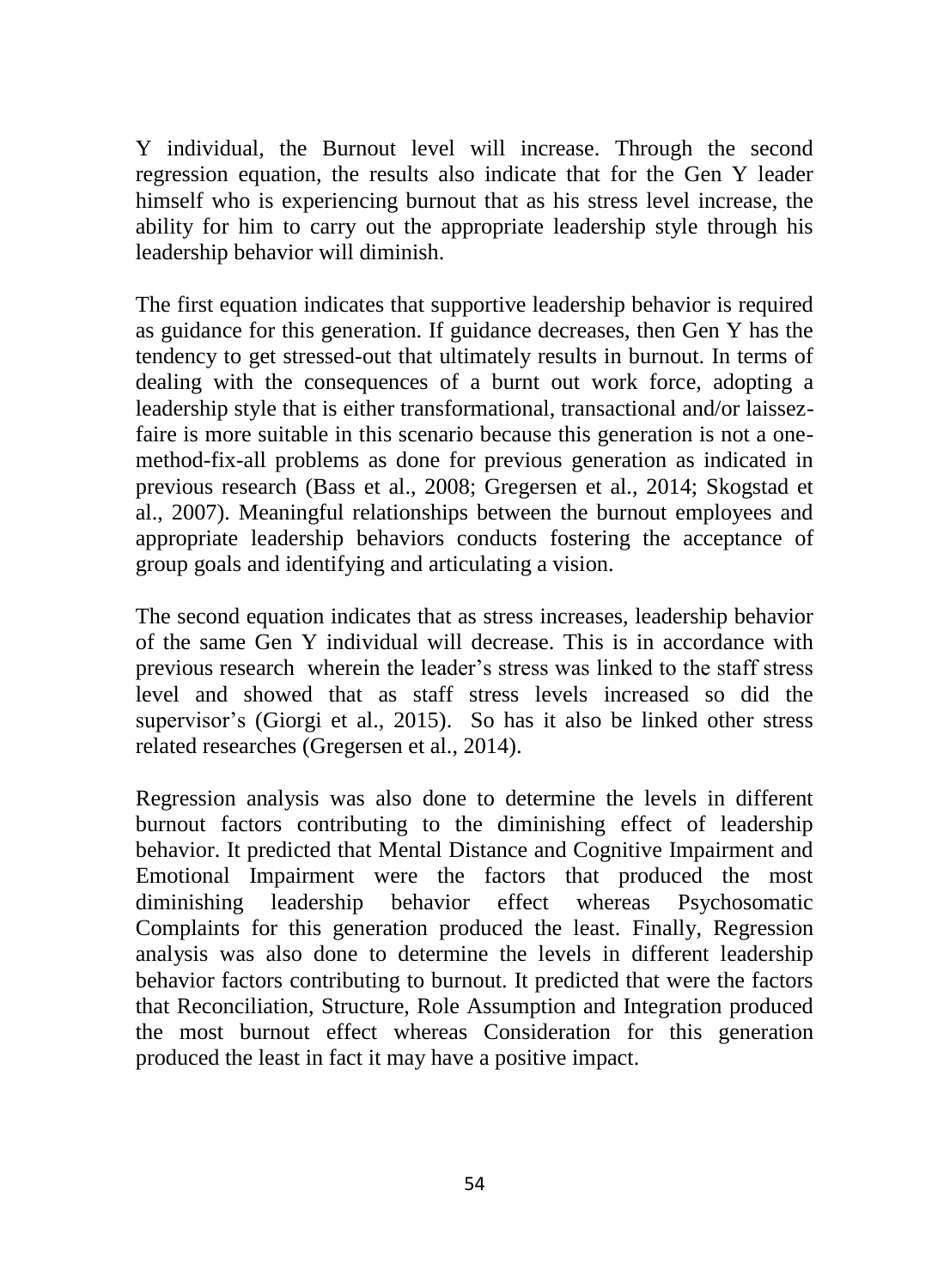Y individual, the Burnout level will increase. Through the second regression equation, the results also indicate that for the Gen Y leader himself who is experiencing burnout that as his stress level increase, the ability for him to carry out the appropriate leadership style through his leadership behavior will diminish.

The first equation indicates that supportive leadership behavior is required as guidance for this generation. If guidance decreases, then Gen Y has the tendency to get stressed-out that ultimately results in burnout. In terms of dealing with the consequences of a burnt out work force, adopting a leadership style that is either transformational, transactional and/or laissez-faire is more suitable in this scenario because this generation is not a one-method-fix-all problems as done for previous generation as indicated in previous research (Bass et al., 2008; Gregersen et al., 2014; Skogstad et al., 2007). Meaningful relationships between the burnout employees and appropriate leadership behaviors conducts fostering the acceptance of group goals and identifying and articulating a vision.

The second equation indicates that as stress increases, leadership behavior of the same Gen Y individual will decrease. This is in accordance with previous research wherein the leader's stress was linked to the staff stress level and showed that as staff stress levels increased so did the supervisor's (Giorgi et al., 2015). So has it also be linked other stress related researches (Gregersen et al., 2014).

Regression analysis was also done to determine the levels in different burnout factors contributing to the diminishing effect of leadership behavior. It predicted that Mental Distance and Cognitive Impairment and Emotional Impairment were the factors that produced the most diminishing leadership behavior effect whereas Psychosomatic Complaints for this generation produced the least. Finally, Regression analysis was also done to determine the levels in different leadership behavior factors contributing to burnout. It predicted that were the factors that Reconciliation, Structure, Role Assumption and Integration produced the most burnout effect whereas Consideration for this generation produced the least in fact it may have a positive impact.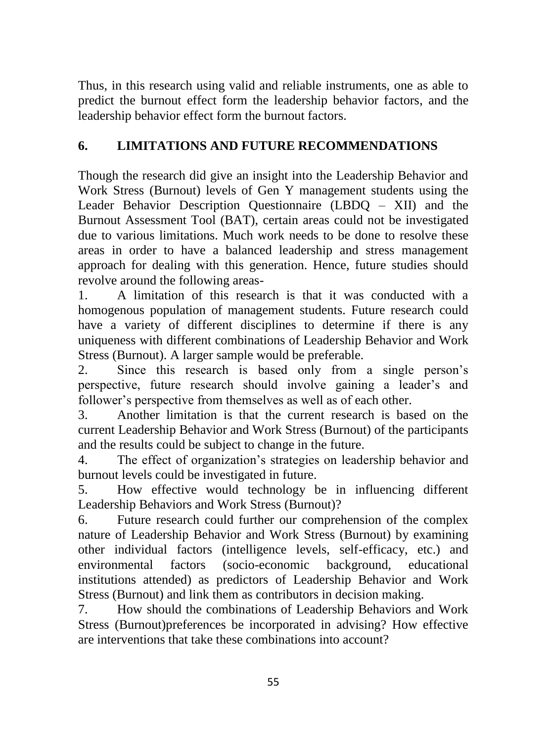Thus, in this research using valid and reliable instruments, one as able to predict the burnout effect form the leadership behavior factors, and the leadership behavior effect form the burnout factors.

## 6. LIMITATIONS AND FUTURE RECOMMENDATIONS

Though the research did give an insight into the Leadership Behavior and Work Stress (Burnout) levels of Gen Y management students using the Leader Behavior Description Questionnaire (LBDQ – XII) and the Burnout Assessment Tool (BAT), certain areas could not be investigated due to various limitations. Much work needs to be done to resolve these areas in order to have a balanced leadership and stress management approach for dealing with this generation. Hence, future studies should revolve around the following areas-

1. A limitation of this research is that it was conducted with a homogenous population of management students. Future research could have a variety of different disciplines to determine if there is any uniqueness with different combinations of Leadership Behavior and Work Stress (Burnout). A larger sample would be preferable.
2. Since this research is based only from a single person's perspective, future research should involve gaining a leader's and follower's perspective from themselves as well as of each other.
3. Another limitation is that the current research is based on the current Leadership Behavior and Work Stress (Burnout) of the participants and the results could be subject to change in the future.
4. The effect of organization's strategies on leadership behavior and burnout levels could be investigated in future.
5. How effective would technology be in influencing different Leadership Behaviors and Work Stress (Burnout)?
6. Future research could further our comprehension of the complex nature of Leadership Behavior and Work Stress (Burnout) by examining other individual factors (intelligence levels, self-efficacy, etc.) and environmental factors (socio-economic background, educational institutions attended) as predictors of Leadership Behavior and Work Stress (Burnout) and link them as contributors in decision making.
7. How should the combinations of Leadership Behaviors and Work Stress (Burnout)preferences be incorporated in advising? How effective are interventions that take these combinations into account?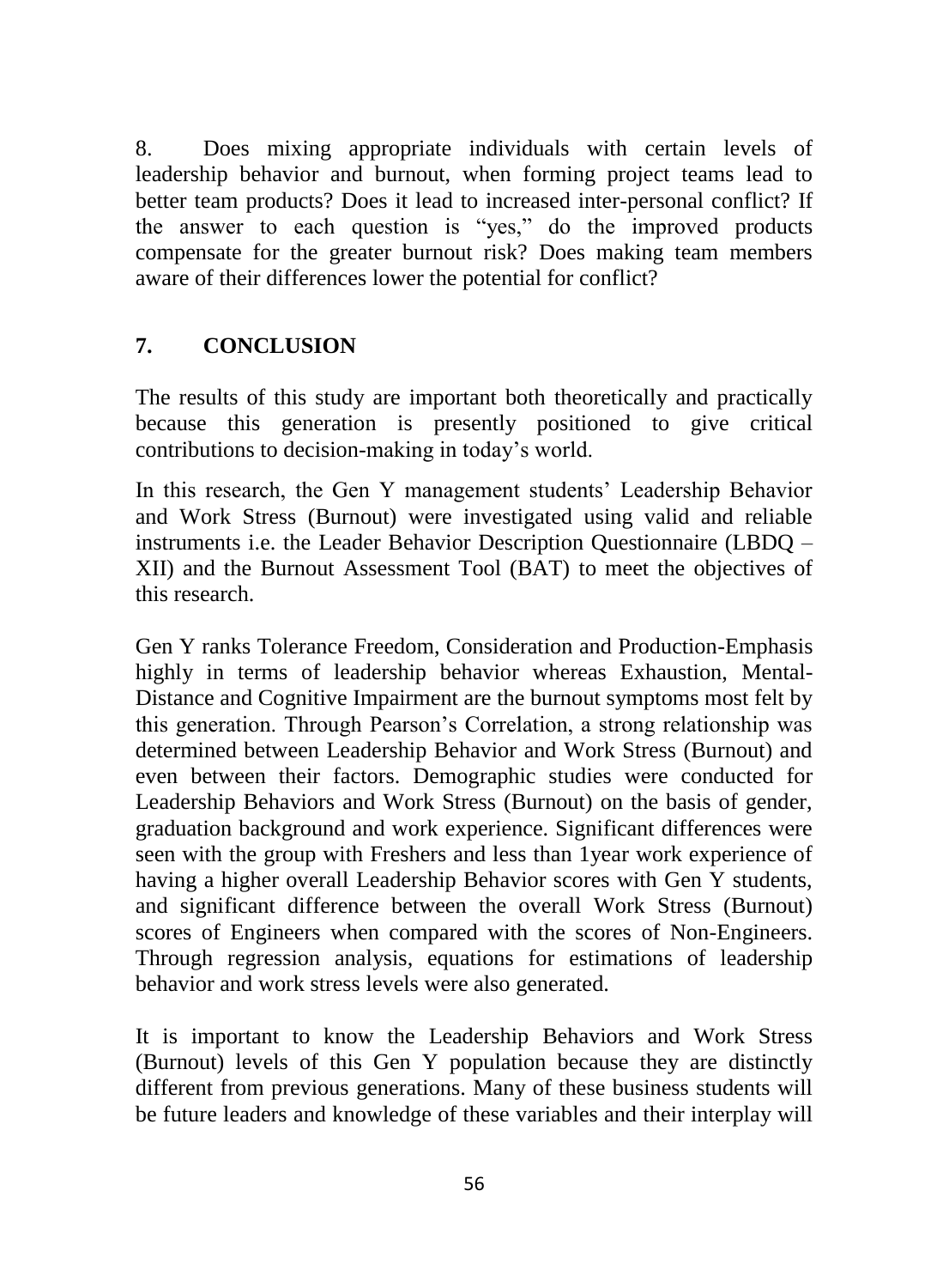8. Does mixing appropriate individuals with certain levels of leadership behavior and burnout, when forming project teams lead to better team products? Does it lead to increased inter-personal conflict? If the answer to each question is "yes," do the improved products compensate for the greater burnout risk? Does making team members aware of their differences lower the potential for conflict?

## 7. CONCLUSION

The results of this study are important both theoretically and practically because this generation is presently positioned to give critical contributions to decision-making in today's world.

In this research, the Gen Y management students' Leadership Behavior and Work Stress (Burnout) were investigated using valid and reliable instruments i.e. the Leader Behavior Description Questionnaire (LBDQ – XII) and the Burnout Assessment Tool (BAT) to meet the objectives of this research.

Gen Y ranks Tolerance Freedom, Consideration and Production-Emphasis highly in terms of leadership behavior whereas Exhaustion, Mental-Distance and Cognitive Impairment are the burnout symptoms most felt by this generation. Through Pearson's Correlation, a strong relationship was determined between Leadership Behavior and Work Stress (Burnout) and even between their factors. Demographic studies were conducted for Leadership Behaviors and Work Stress (Burnout) on the basis of gender, graduation background and work experience. Significant differences were seen with the group with Freshers and less than 1year work experience of having a higher overall Leadership Behavior scores with Gen Y students, and significant difference between the overall Work Stress (Burnout) scores of Engineers when compared with the scores of Non-Engineers. Through regression analysis, equations for estimations of leadership behavior and work stress levels were also generated.

It is important to know the Leadership Behaviors and Work Stress (Burnout) levels of this Gen Y population because they are distinctly different from previous generations. Many of these business students will be future leaders and knowledge of these variables and their interplay will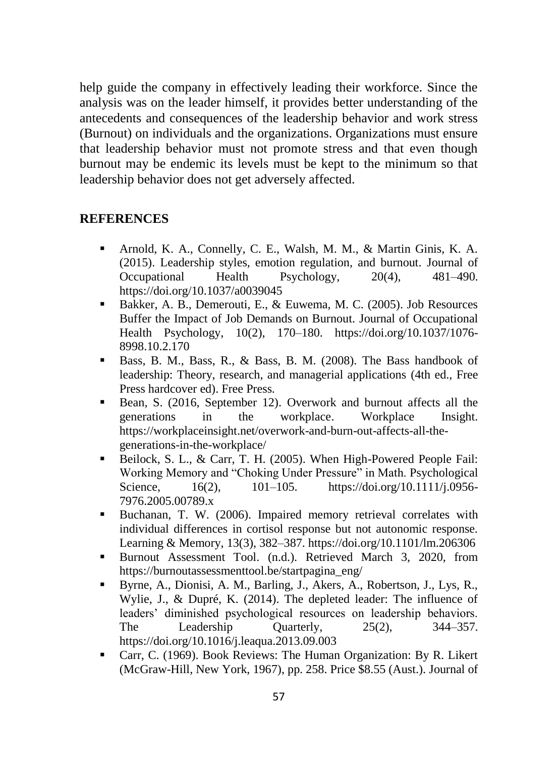help guide the company in effectively leading their workforce. Since the analysis was on the leader himself, it provides better understanding of the antecedents and consequences of the leadership behavior and work stress (Burnout) on individuals and the organizations. Organizations must ensure that leadership behavior must not promote stress and that even though burnout may be endemic its levels must be kept to the minimum so that leadership behavior does not get adversely affected.

## REFERENCES

- Arnold, K. A., Connelly, C. E., Walsh, M. M., & Martin Ginis, K. A. (2015). Leadership styles, emotion regulation, and burnout. Journal of Occupational Health Psychology, 20(4), 481–490. https://doi.org/10.1037/a0039045
- Bakker, A. B., Demerouti, E., & Euwema, M. C. (2005). Job Resources Buffer the Impact of Job Demands on Burnout. Journal of Occupational Health Psychology, 10(2), 170–180. https://doi.org/10.1037/1076-8998.10.2.170
- Bass, B. M., Bass, R., & Bass, B. M. (2008). The Bass handbook of leadership: Theory, research, and managerial applications (4th ed., Free Press hardcover ed). Free Press.
- Bean, S. (2016, September 12). Overwork and burnout affects all the generations in the workplace. Workplace Insight. https://workplaceinsight.net/overwork-and-burn-out-affects-all-the-generations-in-the-workplace/
- Beilock, S. L., & Carr, T. H. (2005). When High-Powered People Fail: Working Memory and "Choking Under Pressure" in Math. Psychological Science, 16(2), 101–105. https://doi.org/10.1111/j.0956-7976.2005.00789.x
- Buchanan, T. W. (2006). Impaired memory retrieval correlates with individual differences in cortisol response but not autonomic response. Learning & Memory, 13(3), 382–387. https://doi.org/10.1101/lm.206306
- Burnout Assessment Tool. (n.d.). Retrieved March 3, 2020, from https://burnoutassessmenttool.be/startpagina_eng/
- Byrne, A., Dionisi, A. M., Barling, J., Akers, A., Robertson, J., Lys, R., Wylie, J., & Dupré, K. (2014). The depleted leader: The influence of leaders' diminished psychological resources on leadership behaviors. The Leadership Quarterly, 25(2), 344–357. https://doi.org/10.1016/j.leaqua.2013.09.003
- Carr, C. (1969). Book Reviews: The Human Organization: By R. Likert (McGraw-Hill, New York, 1967), pp. 258. Price $8.55 (Aust.). Journal of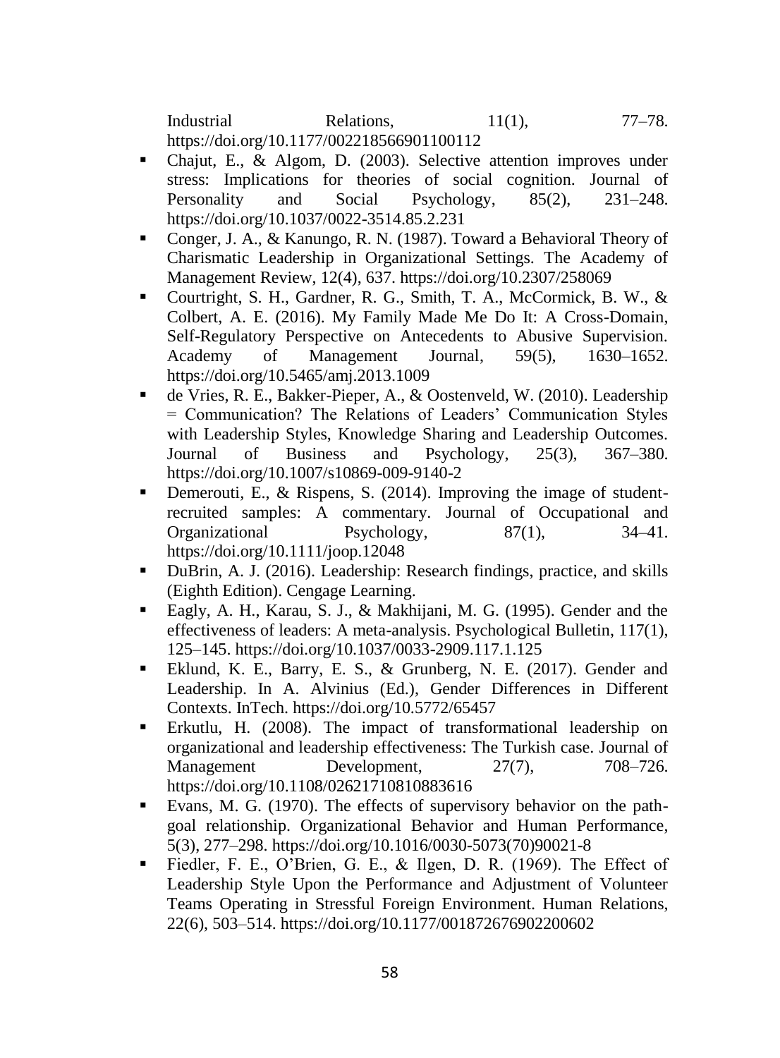Industrial Relations, 11(1), 77–78. https://doi.org/10.1177/002218566901100112

- Chajut, E., & Algom, D. (2003). Selective attention improves under stress: Implications for theories of social cognition. Journal of Personality and Social Psychology, 85(2), 231–248. https://doi.org/10.1037/0022-3514.85.2.231
- Conger, J. A., & Kanungo, R. N. (1987). Toward a Behavioral Theory of Charismatic Leadership in Organizational Settings. The Academy of Management Review, 12(4), 637. https://doi.org/10.2307/258069
- Courtright, S. H., Gardner, R. G., Smith, T. A., McCormick, B. W., & Colbert, A. E. (2016). My Family Made Me Do It: A Cross-Domain, Self-Regulatory Perspective on Antecedents to Abusive Supervision. Academy of Management Journal, 59(5), 1630–1652. https://doi.org/10.5465/amj.2013.1009
- de Vries, R. E., Bakker-Pieper, A., & Oostenveld, W. (2010). Leadership = Communication? The Relations of Leaders' Communication Styles with Leadership Styles, Knowledge Sharing and Leadership Outcomes. Journal of Business and Psychology, 25(3), 367–380. https://doi.org/10.1007/s10869-009-9140-2
- Demerouti, E., & Rispens, S. (2014). Improving the image of student-recruited samples: A commentary. Journal of Occupational and Organizational Psychology, 87(1), 34–41. https://doi.org/10.1111/joop.12048
- DuBrin, A. J. (2016). Leadership: Research findings, practice, and skills (Eighth Edition). Cengage Learning.
- Eagly, A. H., Karau, S. J., & Makhijani, M. G. (1995). Gender and the effectiveness of leaders: A meta-analysis. Psychological Bulletin, 117(1), 125–145. https://doi.org/10.1037/0033-2909.117.1.125
- Eklund, K. E., Barry, E. S., & Grunberg, N. E. (2017). Gender and Leadership. In A. Alvinius (Ed.), Gender Differences in Different Contexts. InTech. https://doi.org/10.5772/65457
- Erkutlu, H. (2008). The impact of transformational leadership on organizational and leadership effectiveness: The Turkish case. Journal of Management Development, 27(7), 708–726. https://doi.org/10.1108/02621710810883616
- Evans, M. G. (1970). The effects of supervisory behavior on the path-goal relationship. Organizational Behavior and Human Performance, 5(3), 277–298. https://doi.org/10.1016/0030-5073(70)90021-8
- Fiedler, F. E., O'Brien, G. E., & Ilgen, D. R. (1969). The Effect of Leadership Style Upon the Performance and Adjustment of Volunteer Teams Operating in Stressful Foreign Environment. Human Relations, 22(6), 503–514. https://doi.org/10.1177/001872676902200602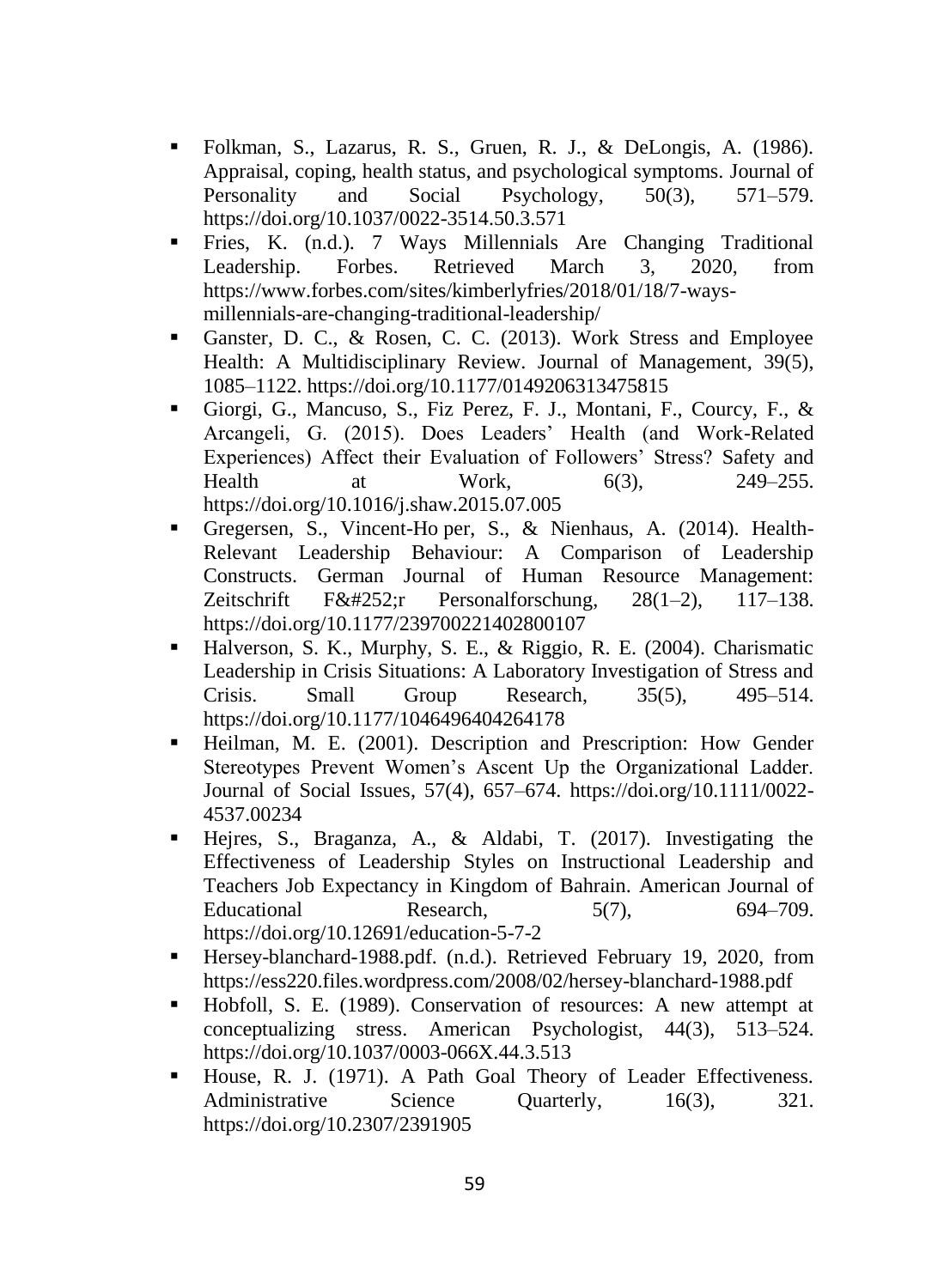- Folkman, S., Lazarus, R. S., Gruen, R. J., & DeLongis, A. (1986). Appraisal, coping, health status, and psychological symptoms. Journal of Personality and Social Psychology, 50(3), 571–579. https://doi.org/10.1037/0022-3514.50.3.571
- Fries, K. (n.d.). 7 Ways Millennials Are Changing Traditional Leadership. Forbes. Retrieved March 3, 2020, from https://www.forbes.com/sites/kimberlyfries/2018/01/18/7-ways-millennials-are-changing-traditional-leadership/
- Ganster, D. C., & Rosen, C. C. (2013). Work Stress and Employee Health: A Multidisciplinary Review. Journal of Management, 39(5), 1085–1122. https://doi.org/10.1177/0149206313475815
- Giorgi, G., Mancuso, S., Fiz Perez, F. J., Montani, F., Courcy, F., & Arcangeli, G. (2015). Does Leaders' Health (and Work-Related Experiences) Affect their Evaluation of Followers' Stress? Safety and Health at Work, 6(3), 249–255. https://doi.org/10.1016/j.shaw.2015.07.005
- Gregersen, S., Vincent-Ho per, S., & Nienhaus, A. (2014). Health-Relevant Leadership Behaviour: A Comparison of Leadership Constructs. German Journal of Human Resource Management: Zeitschrift F&#252;r Personalforschung, 28(1–2), 117–138. https://doi.org/10.1177/239700221402800107
- Halverson, S. K., Murphy, S. E., & Riggio, R. E. (2004). Charismatic Leadership in Crisis Situations: A Laboratory Investigation of Stress and Crisis. Small Group Research, 35(5), 495–514. https://doi.org/10.1177/1046496404264178
- Heilman, M. E. (2001). Description and Prescription: How Gender Stereotypes Prevent Women's Ascent Up the Organizational Ladder. Journal of Social Issues, 57(4), 657–674. https://doi.org/10.1111/0022-4537.00234
- Hejres, S., Braganza, A., & Aldabi, T. (2017). Investigating the Effectiveness of Leadership Styles on Instructional Leadership and Teachers Job Expectancy in Kingdom of Bahrain. American Journal of Educational Research, 5(7), 694–709. https://doi.org/10.12691/education-5-7-2
- Hersey-blanchard-1988.pdf. (n.d.). Retrieved February 19, 2020, from https://ess220.files.wordpress.com/2008/02/hersey-blanchard-1988.pdf
- Hobfoll, S. E. (1989). Conservation of resources: A new attempt at conceptualizing stress. American Psychologist, 44(3), 513–524. https://doi.org/10.1037/0003-066X.44.3.513
- House, R. J. (1971). A Path Goal Theory of Leader Effectiveness. Administrative Science Quarterly, 16(3), 321. https://doi.org/10.2307/2391905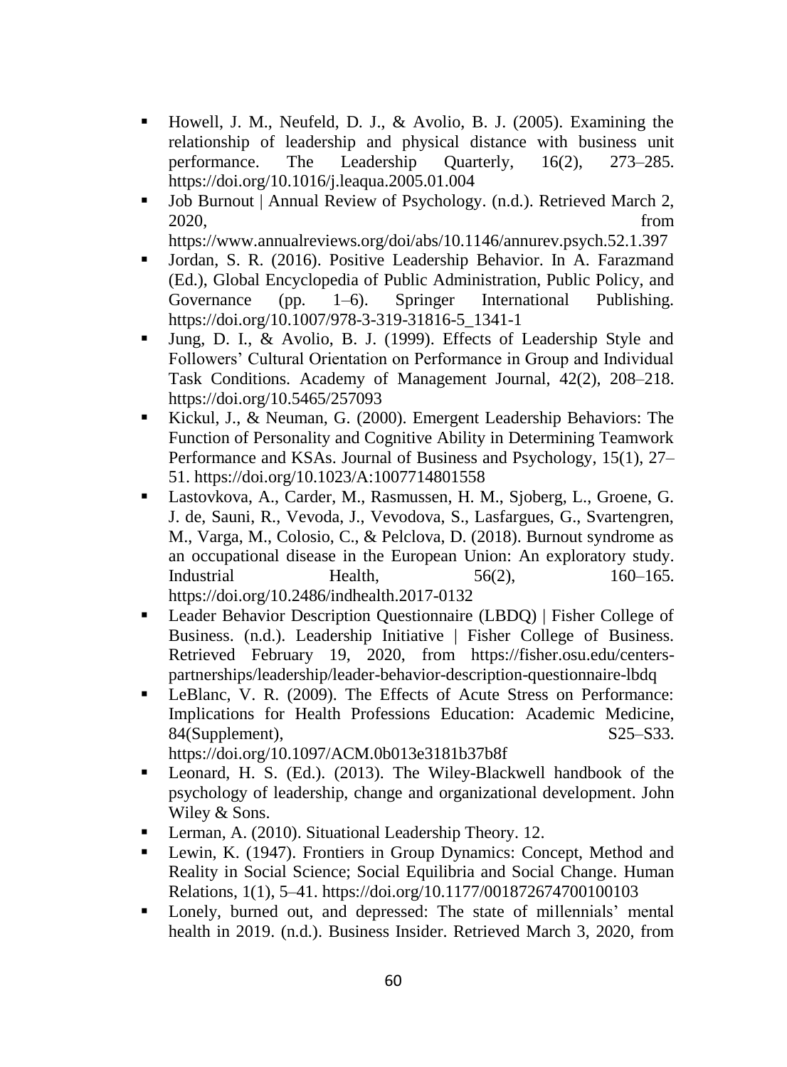- Howell, J. M., Neufeld, D. J., & Avolio, B. J. (2005). Examining the relationship of leadership and physical distance with business unit performance. The Leadership Quarterly, 16(2), 273–285. https://doi.org/10.1016/j.leaqua.2005.01.004
- Job Burnout | Annual Review of Psychology. (n.d.). Retrieved March 2, 2020, from https://www.annualreviews.org/doi/abs/10.1146/annurev.psych.52.1.397
- Jordan, S. R. (2016). Positive Leadership Behavior. In A. Farazmand (Ed.), Global Encyclopedia of Public Administration, Public Policy, and Governance (pp. 1–6). Springer International Publishing. https://doi.org/10.1007/978-3-319-31816-5_1341-1
- Jung, D. I., & Avolio, B. J. (1999). Effects of Leadership Style and Followers' Cultural Orientation on Performance in Group and Individual Task Conditions. Academy of Management Journal, 42(2), 208–218. https://doi.org/10.5465/257093
- Kickul, J., & Neuman, G. (2000). Emergent Leadership Behaviors: The Function of Personality and Cognitive Ability in Determining Teamwork Performance and KSAs. Journal of Business and Psychology, 15(1), 27–51. https://doi.org/10.1023/A:1007714801558
- Lastovkova, A., Carder, M., Rasmussen, H. M., Sjoberg, L., Groene, G. J. de, Sauni, R., Vevoda, J., Vevodova, S., Lasfargues, G., Svartengren, M., Varga, M., Colosio, C., & Pelclova, D. (2018). Burnout syndrome as an occupational disease in the European Union: An exploratory study. Industrial Health, 56(2), 160–165. https://doi.org/10.2486/indhealth.2017-0132
- Leader Behavior Description Questionnaire (LBDQ) | Fisher College of Business. (n.d.). Leadership Initiative | Fisher College of Business. Retrieved February 19, 2020, from https://fisher.osu.edu/centers-partnerships/leadership/leader-behavior-description-questionnaire-lbdq
- LeBlanc, V. R. (2009). The Effects of Acute Stress on Performance: Implications for Health Professions Education: Academic Medicine, 84(Supplement), S25–S33. https://doi.org/10.1097/ACM.0b013e3181b37b8f
- Leonard, H. S. (Ed.). (2013). The Wiley-Blackwell handbook of the psychology of leadership, change and organizational development. John Wiley & Sons.
- Lerman, A. (2010). Situational Leadership Theory. 12.
- Lewin, K. (1947). Frontiers in Group Dynamics: Concept, Method and Reality in Social Science; Social Equilibria and Social Change. Human Relations, 1(1), 5–41. https://doi.org/10.1177/001872674700100103
- Lonely, burned out, and depressed: The state of millennials' mental health in 2019. (n.d.). Business Insider. Retrieved March 3, 2020, from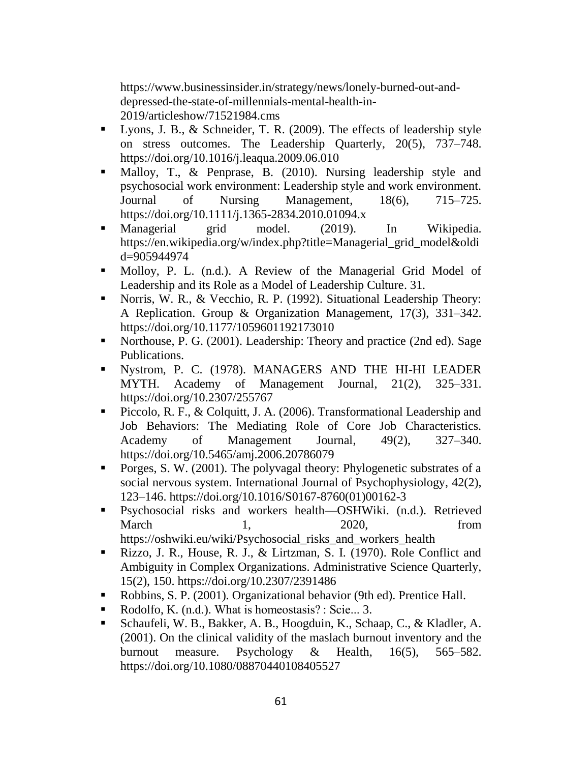https://www.businessinsider.in/strategy/news/lonely-burned-out-and-depressed-the-state-of-millennials-mental-health-in-2019/articleshow/71521984.cms

- Lyons, J. B., & Schneider, T. R. (2009). The effects of leadership style on stress outcomes. The Leadership Quarterly, 20(5), 737–748. https://doi.org/10.1016/j.leaqua.2009.06.010
- Malloy, T., & Penprase, B. (2010). Nursing leadership style and psychosocial work environment: Leadership style and work environment. Journal of Nursing Management, 18(6), 715–725. https://doi.org/10.1111/j.1365-2834.2010.01094.x
- Managerial grid model. (2019). In Wikipedia. https://en.wikipedia.org/w/index.php?title=Managerial_grid_model&oldid=905944974
- Molloy, P. L. (n.d.). A Review of the Managerial Grid Model of Leadership and its Role as a Model of Leadership Culture. 31.
- Norris, W. R., & Vecchio, R. P. (1992). Situational Leadership Theory: A Replication. Group & Organization Management, 17(3), 331–342. https://doi.org/10.1177/1059601192173010
- Northouse, P. G. (2001). Leadership: Theory and practice (2nd ed). Sage Publications.
- Nystrom, P. C. (1978). MANAGERS AND THE HI-HI LEADER MYTH. Academy of Management Journal, 21(2), 325–331. https://doi.org/10.2307/255767
- Piccolo, R. F., & Colquitt, J. A. (2006). Transformational Leadership and Job Behaviors: The Mediating Role of Core Job Characteristics. Academy of Management Journal, 49(2), 327–340. https://doi.org/10.5465/amj.2006.20786079
- Porges, S. W. (2001). The polyvagal theory: Phylogenetic substrates of a social nervous system. International Journal of Psychophysiology, 42(2), 123–146. https://doi.org/10.1016/S0167-8760(01)00162-3
- Psychosocial risks and workers health—OSHWiki. (n.d.). Retrieved March 1, 2020, from https://oshwiki.eu/wiki/Psychosocial_risks_and_workers_health
- Rizzo, J. R., House, R. J., & Lirtzman, S. I. (1970). Role Conflict and Ambiguity in Complex Organizations. Administrative Science Quarterly, 15(2), 150. https://doi.org/10.2307/2391486
- Robbins, S. P. (2001). Organizational behavior (9th ed). Prentice Hall.
- Rodolfo, K. (n.d.). What is homeostasis? : Scie... 3.
- Schaufeli, W. B., Bakker, A. B., Hoogduin, K., Schaap, C., & Kladler, A. (2001). On the clinical validity of the maslach burnout inventory and the burnout measure. Psychology & Health, 16(5), 565–582. https://doi.org/10.1080/08870440108405527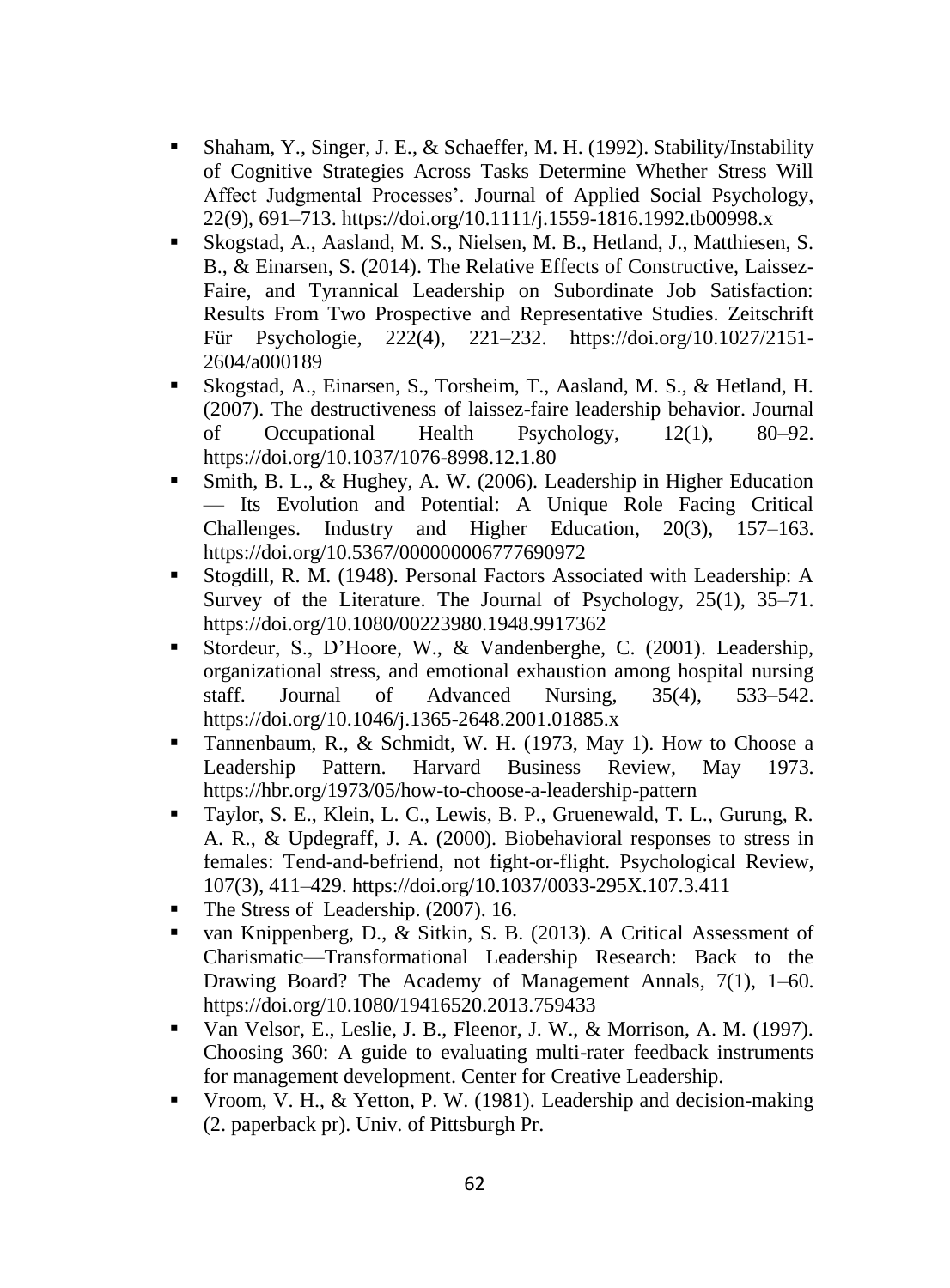- Shaham, Y., Singer, J. E., & Schaeffer, M. H. (1992). Stability/Instability of Cognitive Strategies Across Tasks Determine Whether Stress Will Affect Judgmental Processes'. Journal of Applied Social Psychology, 22(9), 691–713. https://doi.org/10.1111/j.1559-1816.1992.tb00998.x
- Skogstad, A., Aasland, M. S., Nielsen, M. B., Hetland, J., Matthiesen, S. B., & Einarsen, S. (2014). The Relative Effects of Constructive, Laissez-Faire, and Tyrannical Leadership on Subordinate Job Satisfaction: Results From Two Prospective and Representative Studies. Zeitschrift Für Psychologie, 222(4), 221–232. https://doi.org/10.1027/2151-2604/a000189
- Skogstad, A., Einarsen, S., Torsheim, T., Aasland, M. S., & Hetland, H. (2007). The destructiveness of laissez-faire leadership behavior. Journal of Occupational Health Psychology, 12(1), 80–92. https://doi.org/10.1037/1076-8998.12.1.80
- Smith, B. L., & Hughey, A. W. (2006). Leadership in Higher Education — Its Evolution and Potential: A Unique Role Facing Critical Challenges. Industry and Higher Education, 20(3), 157–163. https://doi.org/10.5367/000000006777690972
- Stogdill, R. M. (1948). Personal Factors Associated with Leadership: A Survey of the Literature. The Journal of Psychology, 25(1), 35–71. https://doi.org/10.1080/00223980.1948.9917362
- Stordeur, S., D'Hoore, W., & Vandenberghe, C. (2001). Leadership, organizational stress, and emotional exhaustion among hospital nursing staff. Journal of Advanced Nursing, 35(4), 533–542. https://doi.org/10.1046/j.1365-2648.2001.01885.x
- Tannenbaum, R., & Schmidt, W. H. (1973, May 1). How to Choose a Leadership Pattern. Harvard Business Review, May 1973. https://hbr.org/1973/05/how-to-choose-a-leadership-pattern
- Taylor, S. E., Klein, L. C., Lewis, B. P., Gruenewald, T. L., Gurung, R. A. R., & Updegraff, J. A. (2000). Biobehavioral responses to stress in females: Tend-and-befriend, not fight-or-flight. Psychological Review, 107(3), 411–429. https://doi.org/10.1037/0033-295X.107.3.411
- The Stress of Leadership. (2007). 16.
- van Knippenberg, D., & Sitkin, S. B. (2013). A Critical Assessment of Charismatic—Transformational Leadership Research: Back to the Drawing Board? The Academy of Management Annals, 7(1), 1–60. https://doi.org/10.1080/19416520.2013.759433
- Van Velsor, E., Leslie, J. B., Fleenor, J. W., & Morrison, A. M. (1997). Choosing 360: A guide to evaluating multi-rater feedback instruments for management development. Center for Creative Leadership.
- Vroom, V. H., & Yetton, P. W. (1981). Leadership and decision-making (2. paperback pr). Univ. of Pittsburgh Pr.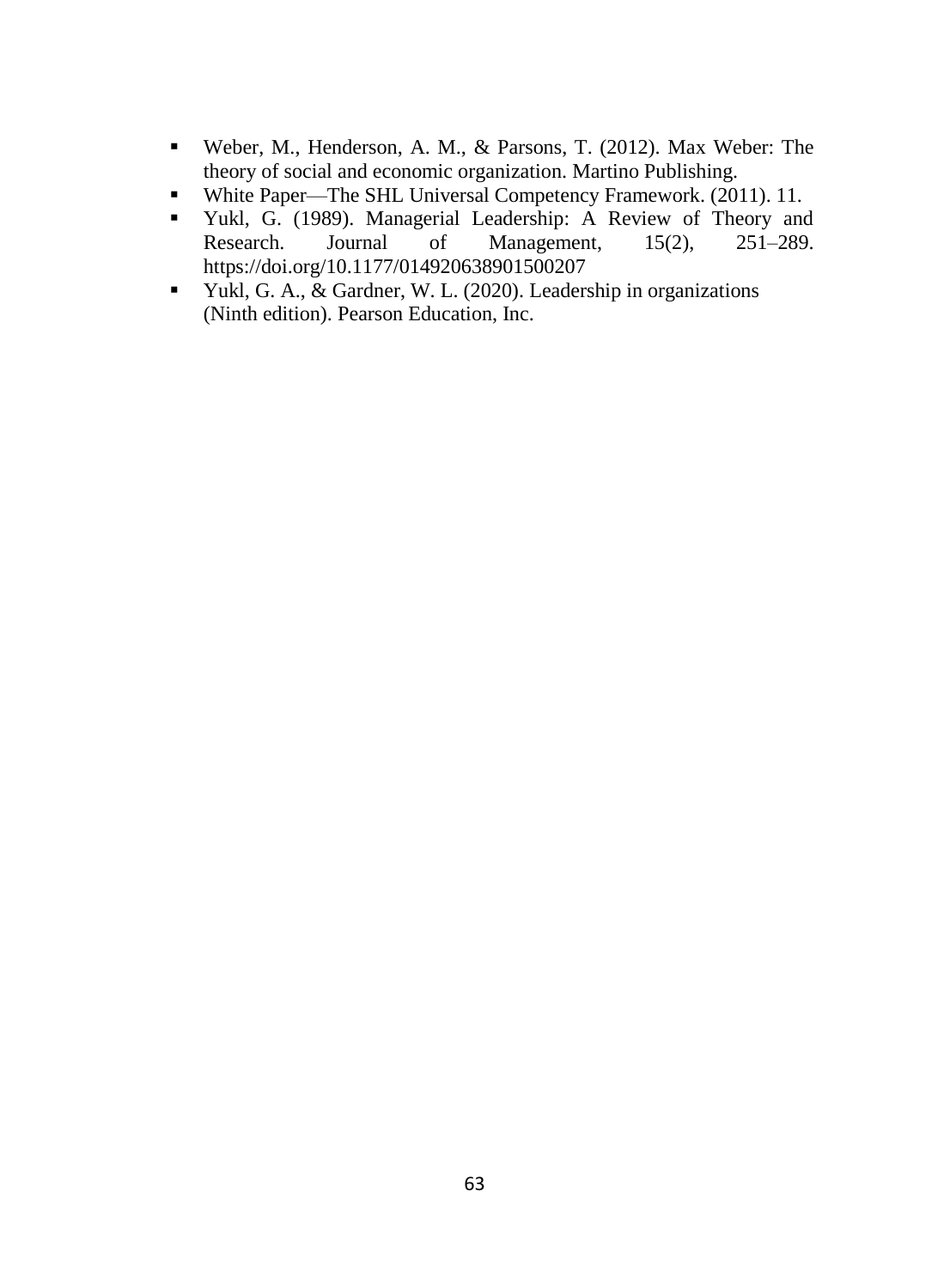- Weber, M., Henderson, A. M., & Parsons, T. (2012). Max Weber: The theory of social and economic organization. Martino Publishing.
- White Paper—The SHL Universal Competency Framework. (2011). 11.
- Yukl, G. (1989). Managerial Leadership: A Review of Theory and Research. Journal of Management, 15(2), 251–289. https://doi.org/10.1177/014920638901500207
- Yukl, G. A., & Gardner, W. L. (2020). Leadership in organizations (Ninth edition). Pearson Education, Inc.